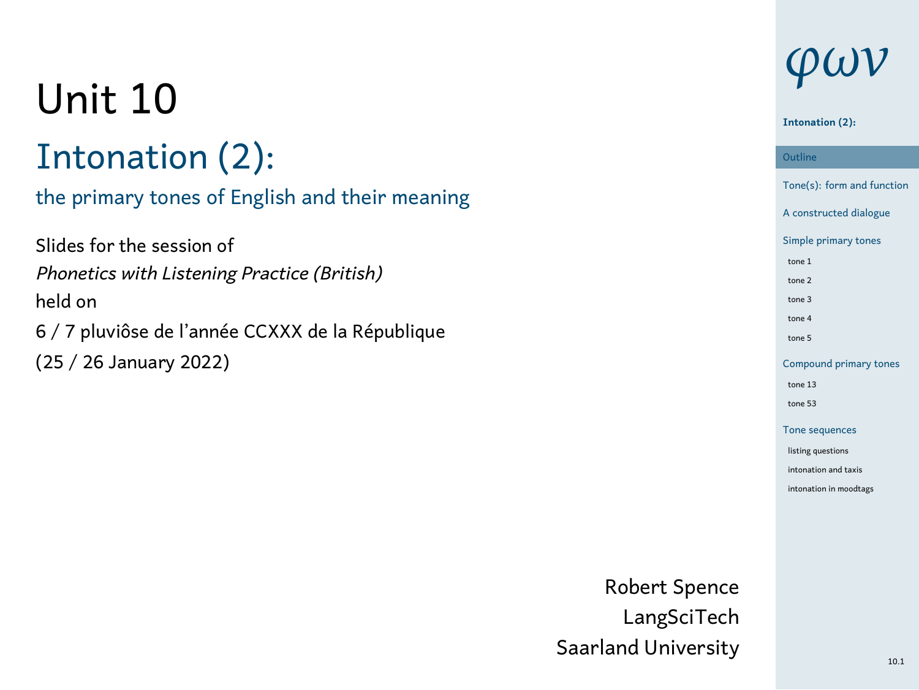# Unit 10

## Intonation (2):

### the primary tones of English and their meaning

Slides for the session of
*Phonetics with Listening Practice (British)*
held on
6 / 7 pluviôse de l'année CCXXX de la République
(25 / 26 January 2022)

Robert Spence
LangSciTech
Saarland University

$\varphi\omega\nu$

**Intonation (2):**

- Outline
- Tone(s): form and function
- A constructed dialogue
- Simple primary tones
  - tone 1
  - tone 2
  - tone 3
  - tone 4
  - tone 5
- Compound primary tones
  - tone 13
  - tone 53
- Tone sequences
  - listing questions
  - intonation and taxis
  - intonation in moodtags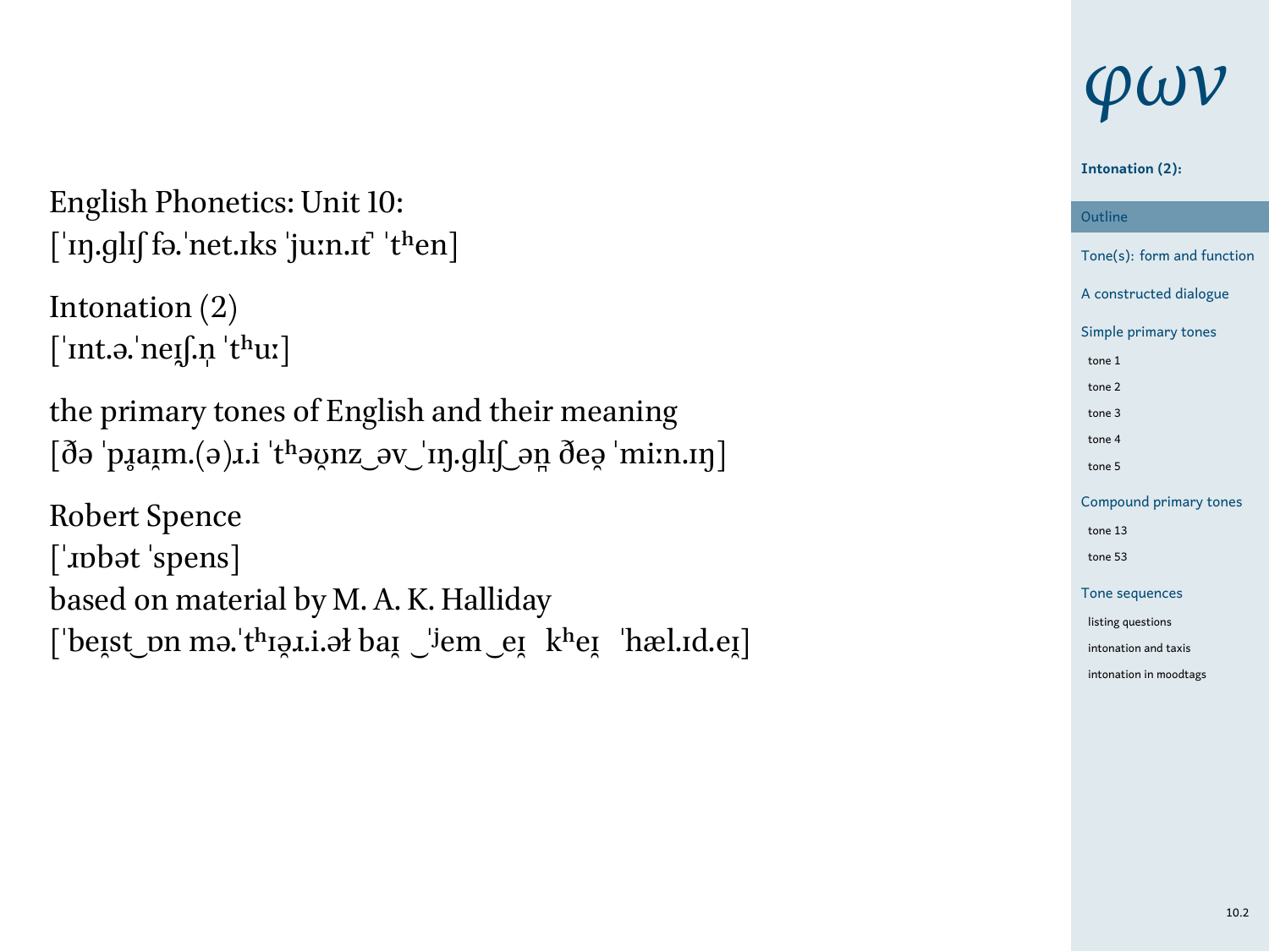English Phonetics: Unit 10:
[ˈɪŋ.ɡlɪʃ fə.ˈnet.ɪks ˈjuːn.ɪt̚ ˈtʰen]

Intonation (2)
[ˈɪnt.ə.ˈneɪ̯ʃ.n̩ ˈtʰuː]

the primary tones of English and their meaning
[ðə ˈpɹ̥aɪ̯m.(ə)ɹ.i ˈtʰəʊ̯nz‿əv‿ˈɪŋ.ɡlɪʃ‿ən̪ ðeə̯ ˈmiːn.ɪŋ]

Robert Spence
[ˈɹɒbət ˈspens]
based on material by M. A. K. Halliday
[ˈbeɪ̯st‿ɒn mə.ˈtʰɪə̯ɹ.i.əɫ baɪ̯ ‿ˈʲem‿eɪ̯ kʰeɪ̯ ˈhæl.ɪd.eɪ̯]

φων

**Intonation (2):**

Outline

Tone(s): form and function

A constructed dialogue

Simple primary tones
- tone 1
- tone 2
- tone 3
- tone 4
- tone 5

Compound primary tones
- tone 13
- tone 53

Tone sequences
- listing questions
- intonation and taxis
- intonation in moodtags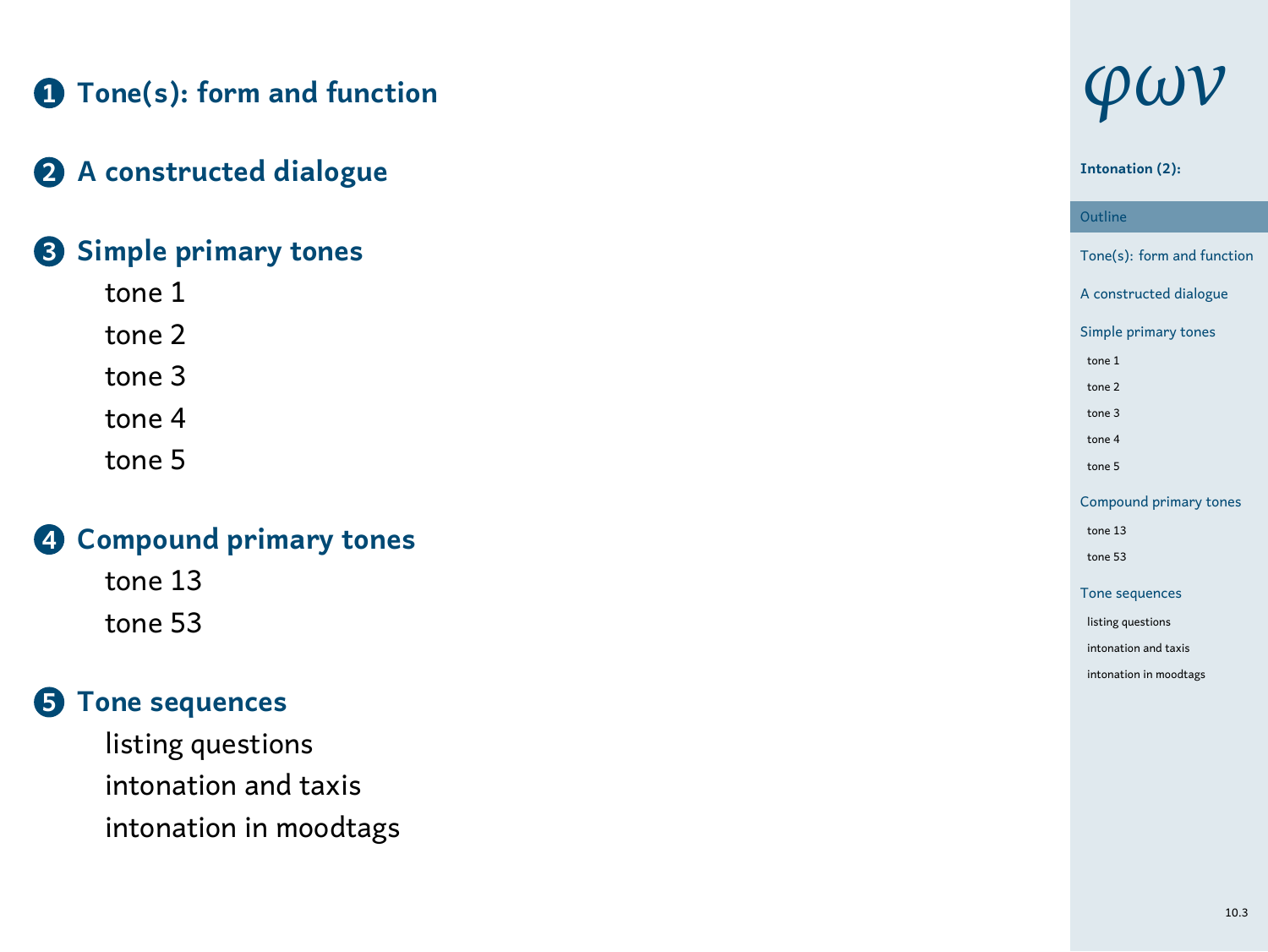1. **Tone(s): form and function**

2. **A constructed dialogue**

3. **Simple primary tones**
   - tone 1
   - tone 2
   - tone 3
   - tone 4
   - tone 5

4. **Compound primary tones**
   - tone 13
   - tone 53

5. **Tone sequences**
   - listing questions
   - intonation and taxis
   - intonation in moodtags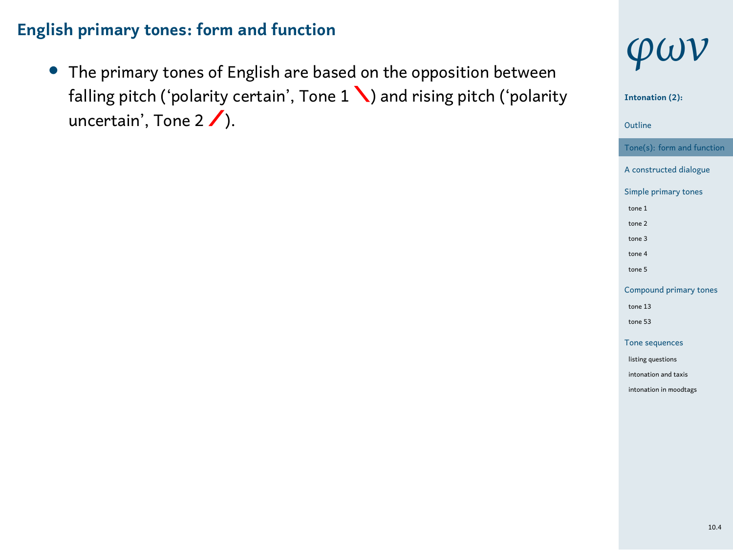## English primary tones: form and function

- The primary tones of English are based on the opposition between falling pitch (‘polarity certain’, Tone 1 \) and rising pitch (‘polarity uncertain’, Tone 2 /).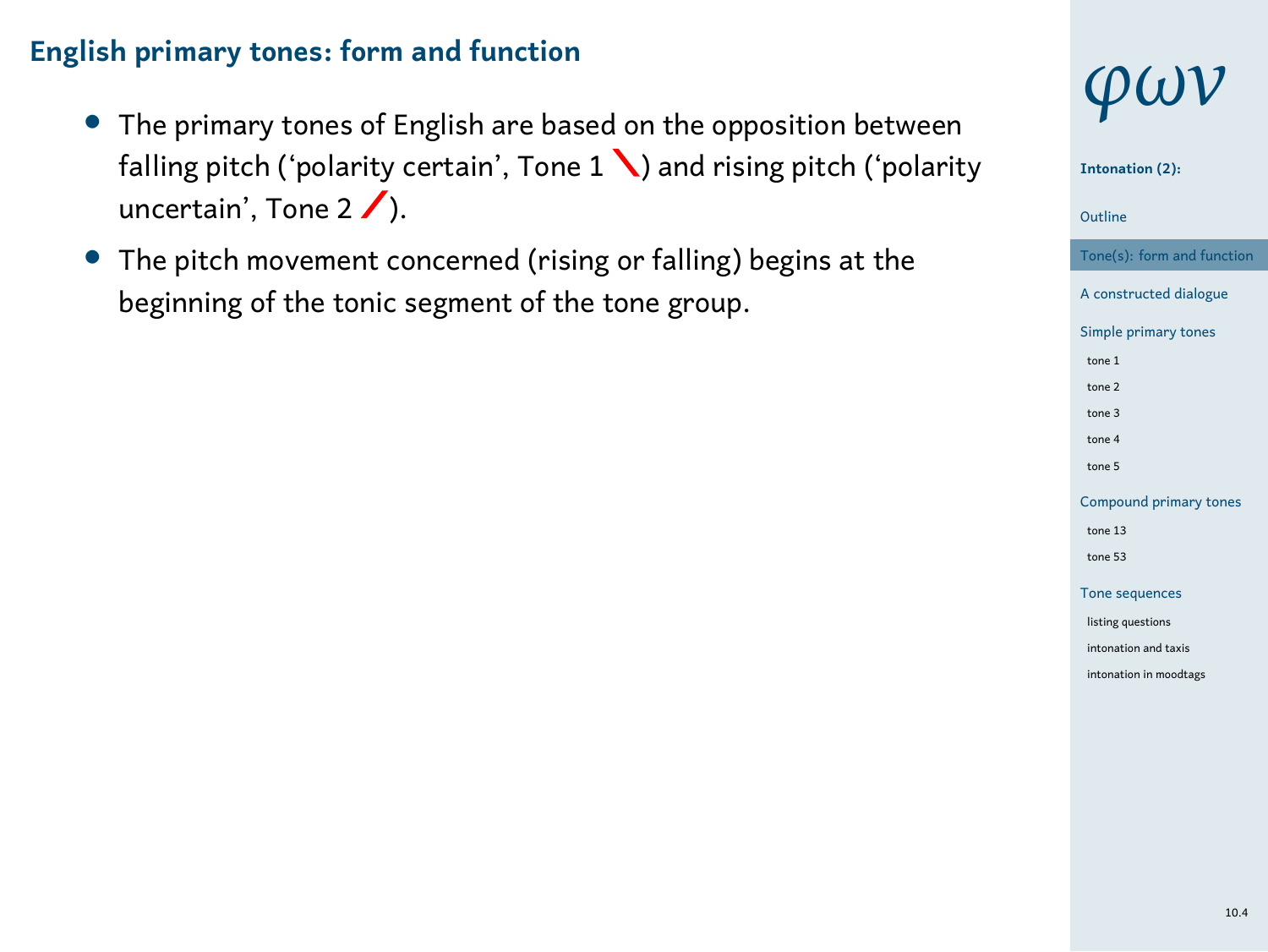## English primary tones: form and function

- The primary tones of English are based on the opposition between falling pitch (‘polarity certain’, Tone 1 ╲) and rising pitch (‘polarity uncertain’, Tone 2 ╱).
- The pitch movement concerned (rising or falling) begins at the beginning of the tonic segment of the tone group.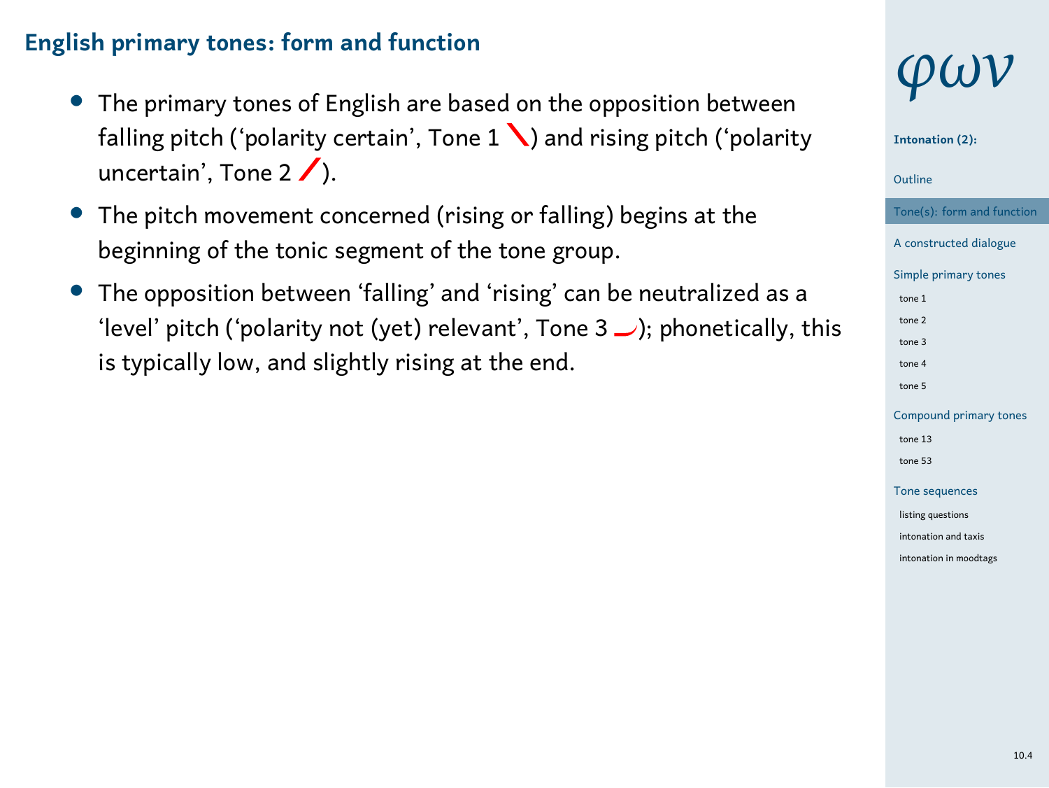## English primary tones: form and function

- The primary tones of English are based on the opposition between falling pitch ('polarity certain', Tone 1 ╲) and rising pitch ('polarity uncertain', Tone 2 ╱).
- The pitch movement concerned (rising or falling) begins at the beginning of the tonic segment of the tone group.
- The opposition between 'falling' and 'rising' can be neutralized as a 'level' pitch ('polarity not (yet) relevant', Tone 3 ‿); phonetically, this is typically low, and slightly rising at the end.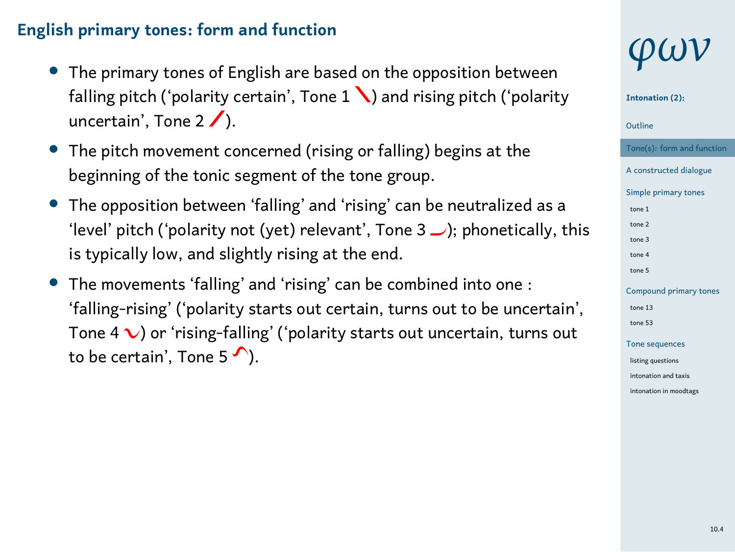## English primary tones: form and function

- The primary tones of English are based on the opposition between falling pitch (‘polarity certain’, Tone 1 ╲) and rising pitch (‘polarity uncertain’, Tone 2 ╱).
- The pitch movement concerned (rising or falling) begins at the beginning of the tonic segment of the tone group.
- The opposition between ‘falling’ and ‘rising’ can be neutralized as a ‘level’ pitch (‘polarity not (yet) relevant’, Tone 3 ‿); phonetically, this is typically low, and slightly rising at the end.
- The movements ‘falling’ and ‘rising’ can be combined into one : ‘falling-rising’ (‘polarity starts out certain, turns out to be uncertain’, Tone 4 ∨) or ‘rising-falling’ (‘polarity starts out uncertain, turns out to be certain’, Tone 5 ∧).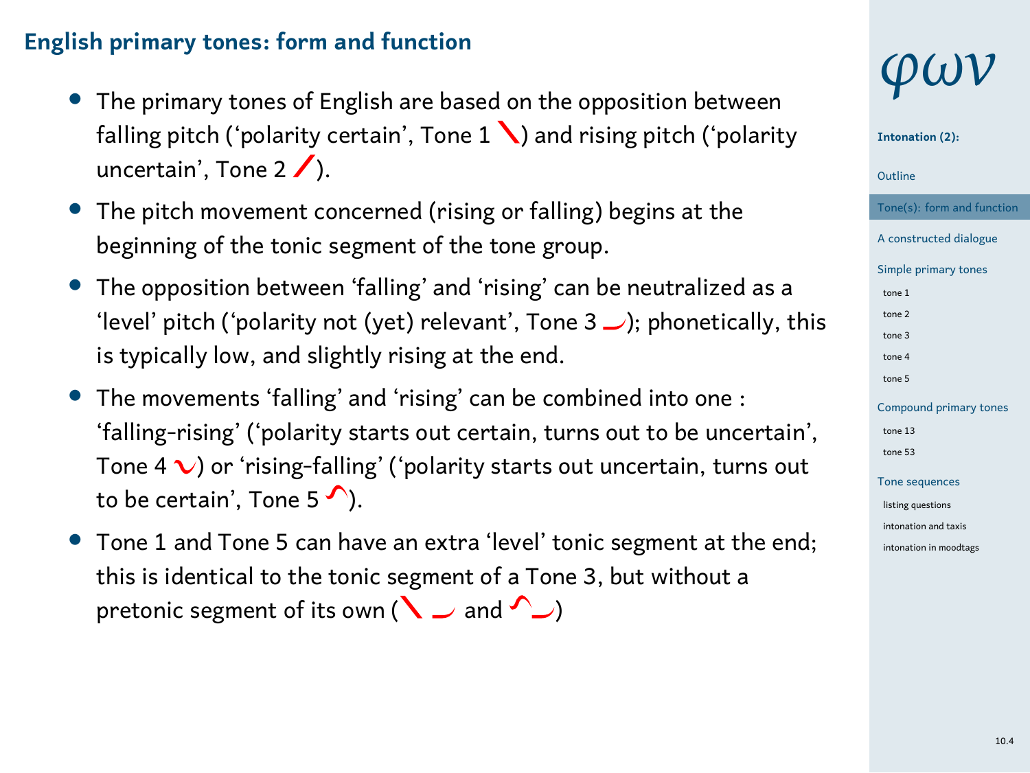## English primary tones: form and function

- The primary tones of English are based on the opposition between falling pitch (‘polarity certain’, Tone 1 ╲) and rising pitch (‘polarity uncertain’, Tone 2 ╱).
- The pitch movement concerned (rising or falling) begins at the beginning of the tonic segment of the tone group.
- The opposition between ‘falling’ and ‘rising’ can be neutralized as a ‘level’ pitch (‘polarity not (yet) relevant’, Tone 3 ‿); phonetically, this is typically low, and slightly rising at the end.
- The movements ‘falling’ and ‘rising’ can be combined into one : ‘falling-rising’ (‘polarity starts out certain, turns out to be uncertain’, Tone 4 ∨) or ‘rising-falling’ (‘polarity starts out uncertain, turns out to be certain’, Tone 5 ⌒).
- Tone 1 and Tone 5 can have an extra ‘level’ tonic segment at the end; this is identical to the tonic segment of a Tone 3, but without a pretonic segment of its own (╲ ‿ and ⌒‿)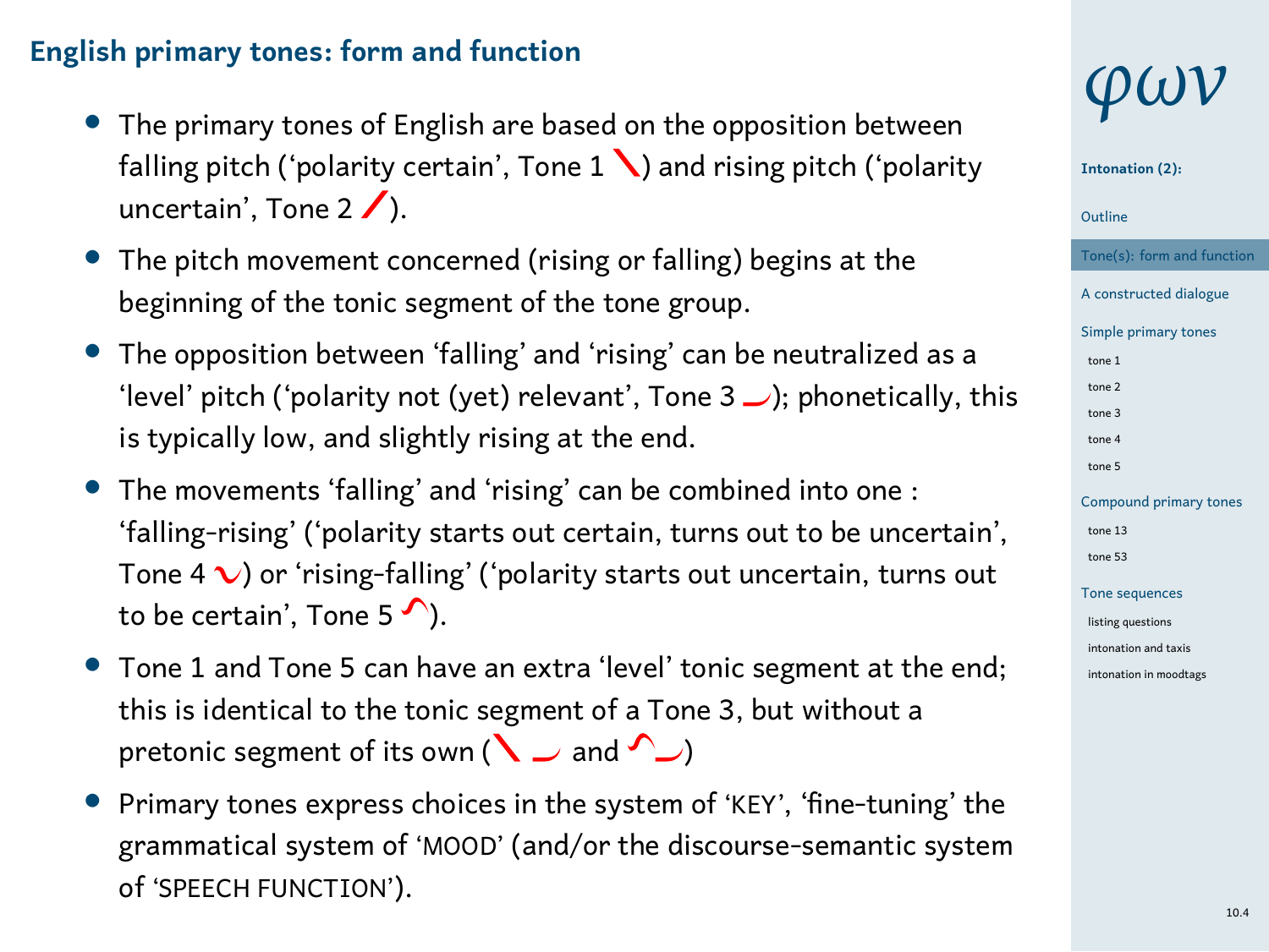## English primary tones: form and function

- The primary tones of English are based on the opposition between falling pitch ('polarity certain', Tone 1 ╲) and rising pitch ('polarity uncertain', Tone 2 ╱).
- The pitch movement concerned (rising or falling) begins at the beginning of the tonic segment of the tone group.
- The opposition between 'falling' and 'rising' can be neutralized as a 'level' pitch ('polarity not (yet) relevant', Tone 3 ‿); phonetically, this is typically low, and slightly rising at the end.
- The movements 'falling' and 'rising' can be combined into one : 'falling-rising' ('polarity starts out certain, turns out to be uncertain', Tone 4 ∨) or 'rising-falling' ('polarity starts out uncertain, turns out to be certain', Tone 5 ⌒).
- Tone 1 and Tone 5 can have an extra 'level' tonic segment at the end; this is identical to the tonic segment of a Tone 3, but without a pretonic segment of its own (╲ ‿ and ⌒‿)
- Primary tones express choices in the system of 'KEY', 'fine-tuning' the grammatical system of 'MOOD' (and/or the discourse-semantic system of 'SPEECH FUNCTION').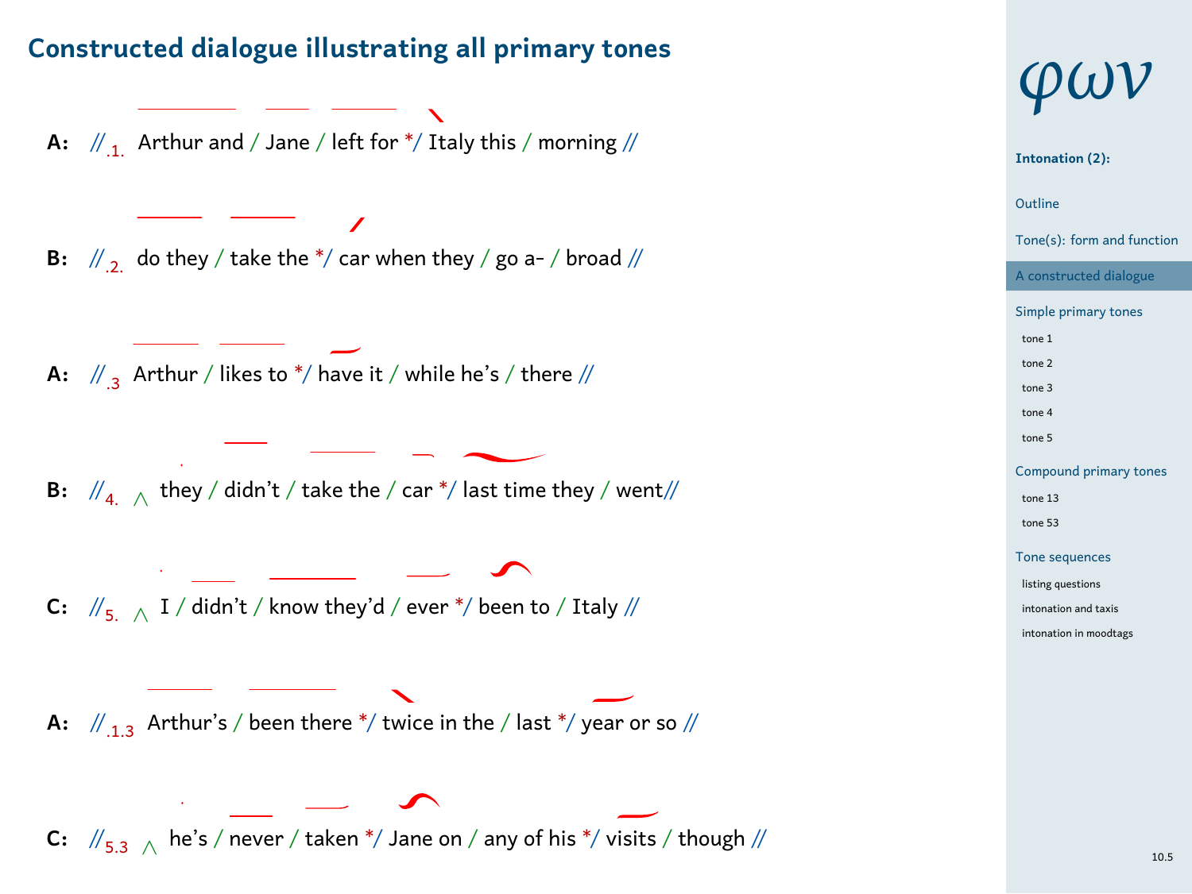## Constructed dialogue illustrating all primary tones

**A:** //$_{.1.}$ Arthur and / Jane / left for */ Italy this / morning //

**B:** //$_{.2.}$ do they / take the */ car when they / go a- / broad //

**A:** //$_{.3}$ Arthur / likes to */ have it / while he's / there //

**B:** //$_{4.}$ ∧ they / didn't / take the / car */ last time they / went//

**C:** //$_{5.}$ ∧ I / didn't / know they'd / ever */ been to / Italy //

**A:** //$_{.1.3}$ Arthur's / been there */ twice in the / last */ year or so //

**C:** //$_{5.3}$ ∧ he's / never / taken */ Jane on / any of his */ visits / though //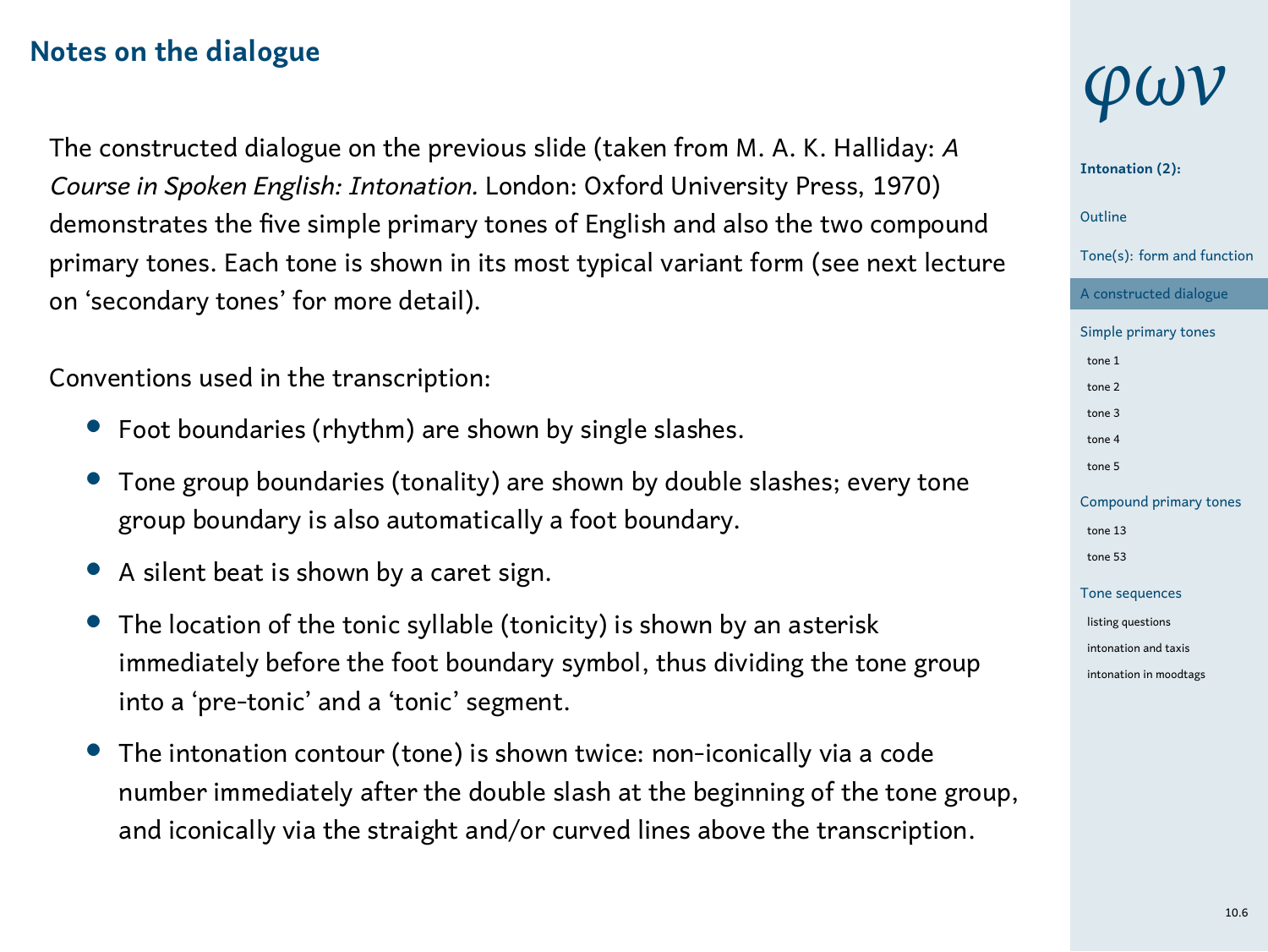## Notes on the dialogue

The constructed dialogue on the previous slide (taken from M. A. K. Halliday: *A Course in Spoken English: Intonation.* London: Oxford University Press, 1970) demonstrates the five simple primary tones of English and also the two compound primary tones. Each tone is shown in its most typical variant form (see next lecture on ‘secondary tones’ for more detail).

Conventions used in the transcription:

- Foot boundaries (rhythm) are shown by single slashes.
- Tone group boundaries (tonality) are shown by double slashes; every tone group boundary is also automatically a foot boundary.
- A silent beat is shown by a caret sign.
- The location of the tonic syllable (tonicity) is shown by an asterisk immediately before the foot boundary symbol, thus dividing the tone group into a ‘pre-tonic’ and a ‘tonic’ segment.
- The intonation contour (tone) is shown twice: non-iconically via a code number immediately after the double slash at the beginning of the tone group, and iconically via the straight and/or curved lines above the transcription.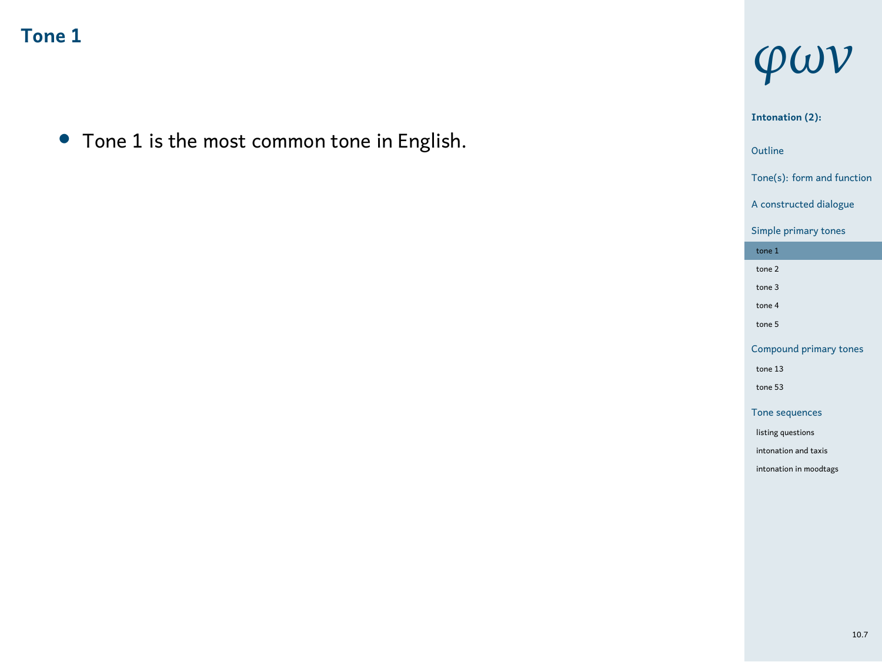## Tone 1

- Tone 1 is the most common tone in English.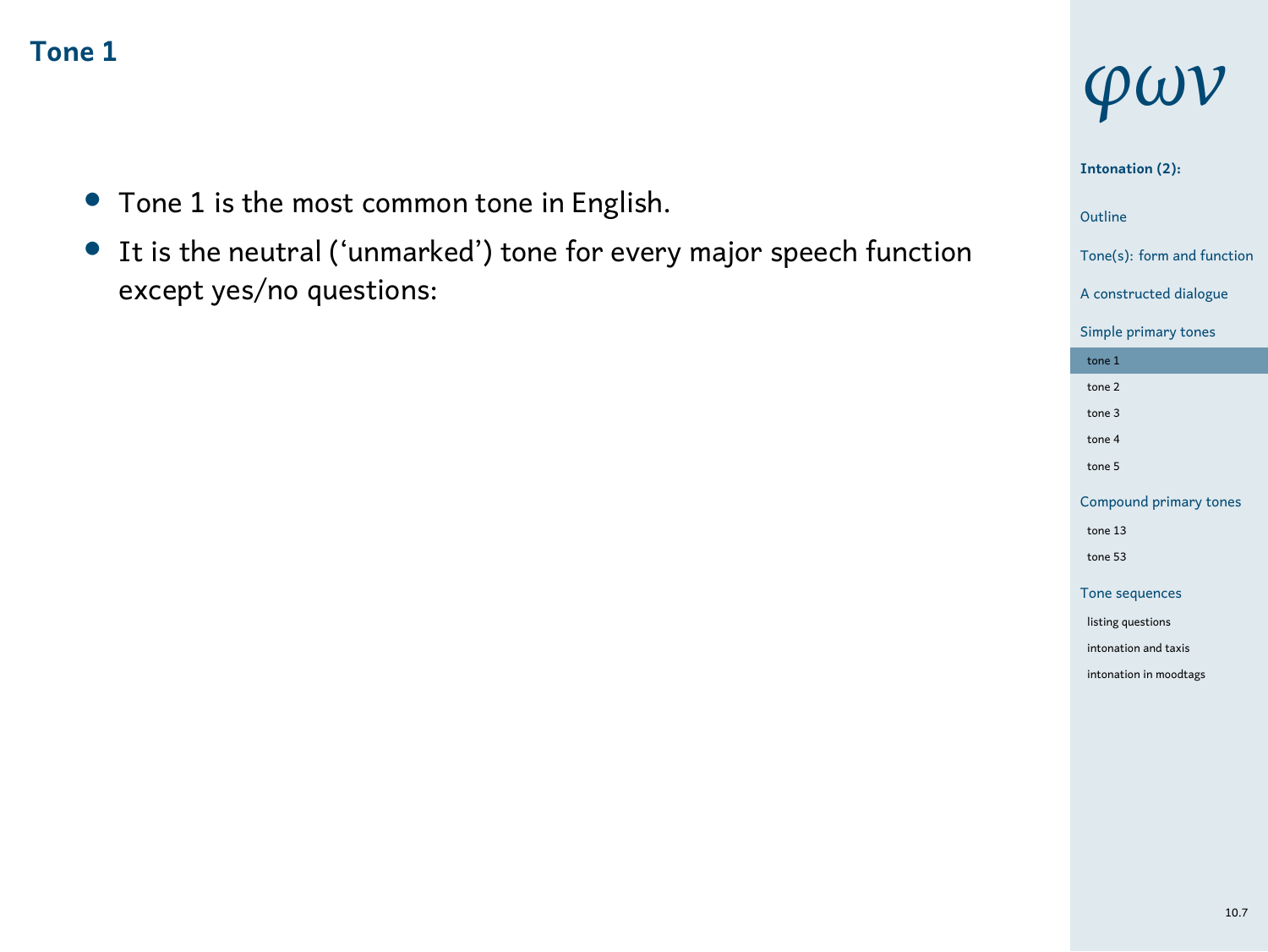## Tone 1

- Tone 1 is the most common tone in English.
- It is the neutral ('unmarked') tone for every major speech function except yes/no questions: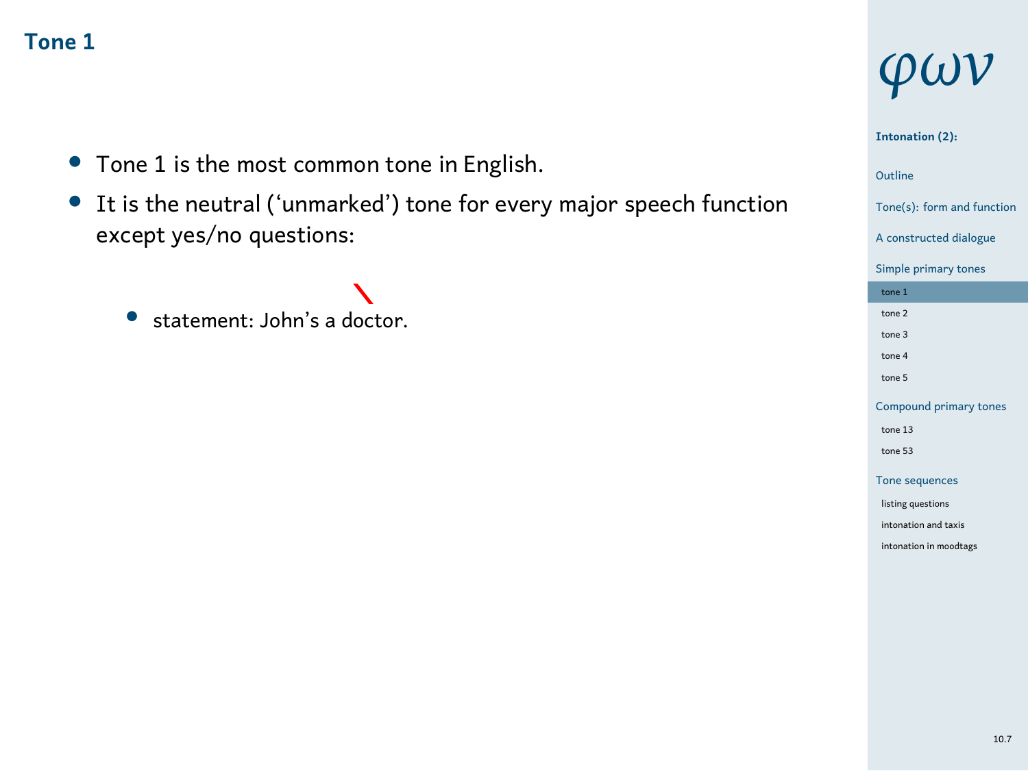## Tone 1

- Tone 1 is the most common tone in English.
- It is the neutral (‘unmarked’) tone for every major speech function except yes/no questions:
  - statement: John’s a \doctor.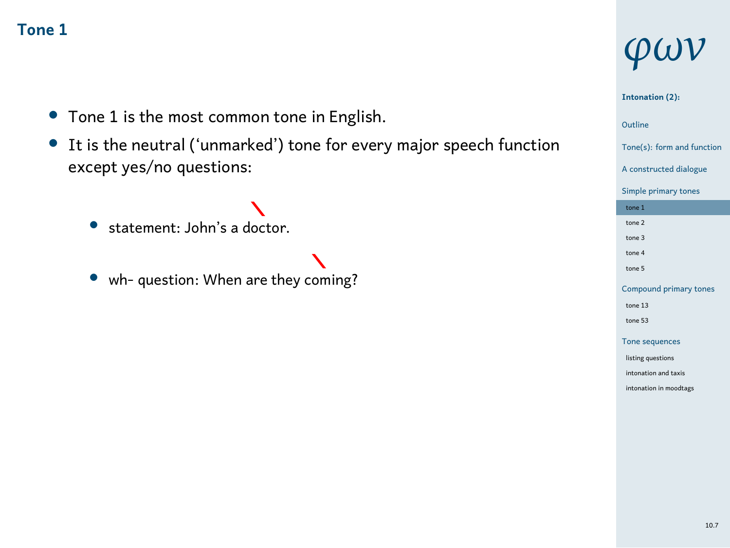## Tone 1

- Tone 1 is the most common tone in English.
- It is the neutral ('unmarked') tone for every major speech function except yes/no questions:
  - statement: John's a \doctor.
  - wh- question: When are they \coming?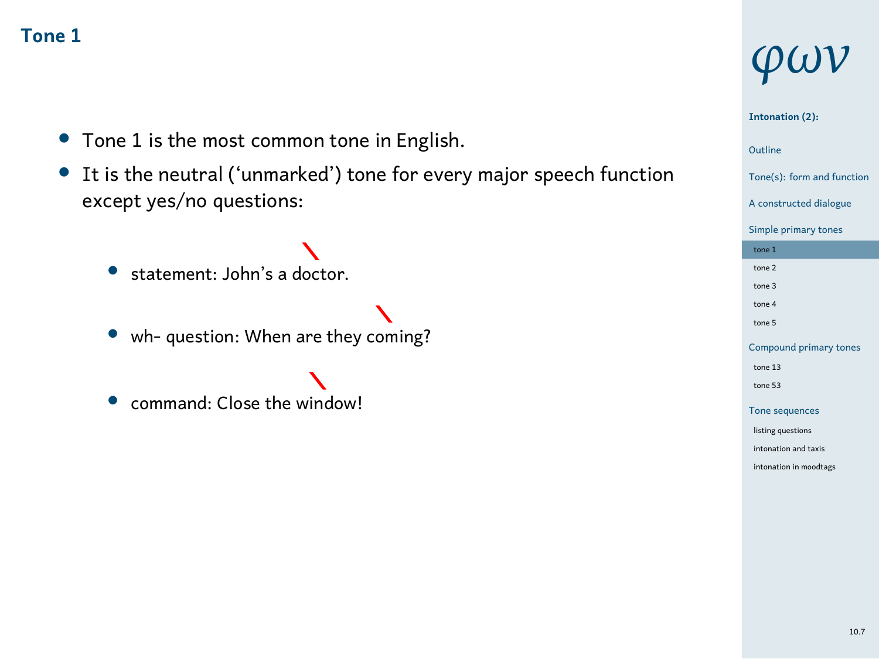# Tone 1

- Tone 1 is the most common tone in English.
- It is the neutral (‘unmarked’) tone for every major speech function except yes/no questions:
  - statement: John’s a \doctor.
  - wh- question: When are they \coming?
  - command: Close the \window!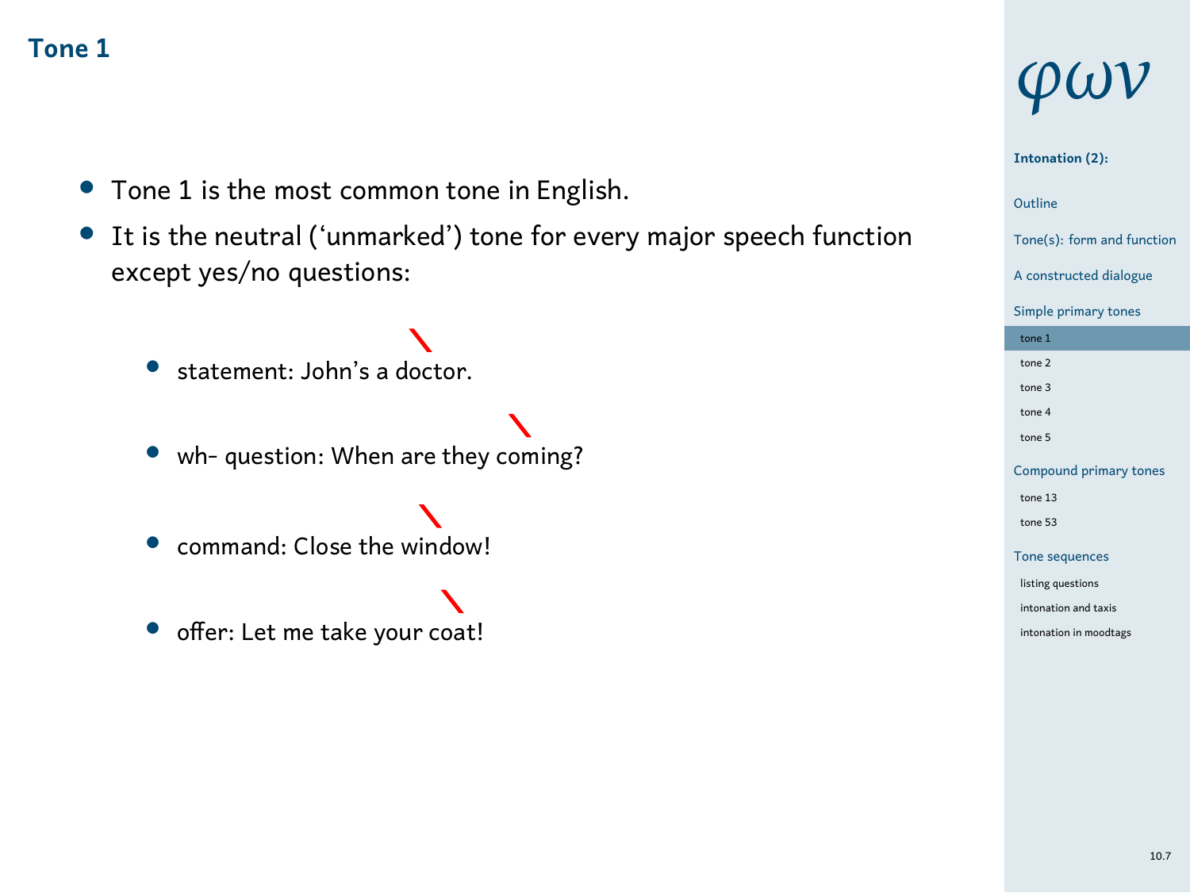## Tone 1

- Tone 1 is the most common tone in English.
- It is the neutral ('unmarked') tone for every major speech function except yes/no questions:
  - statement: John's a \doctor.
  - wh- question: When are they \coming?
  - command: Close the \window!
  - offer: Let me take your \coat!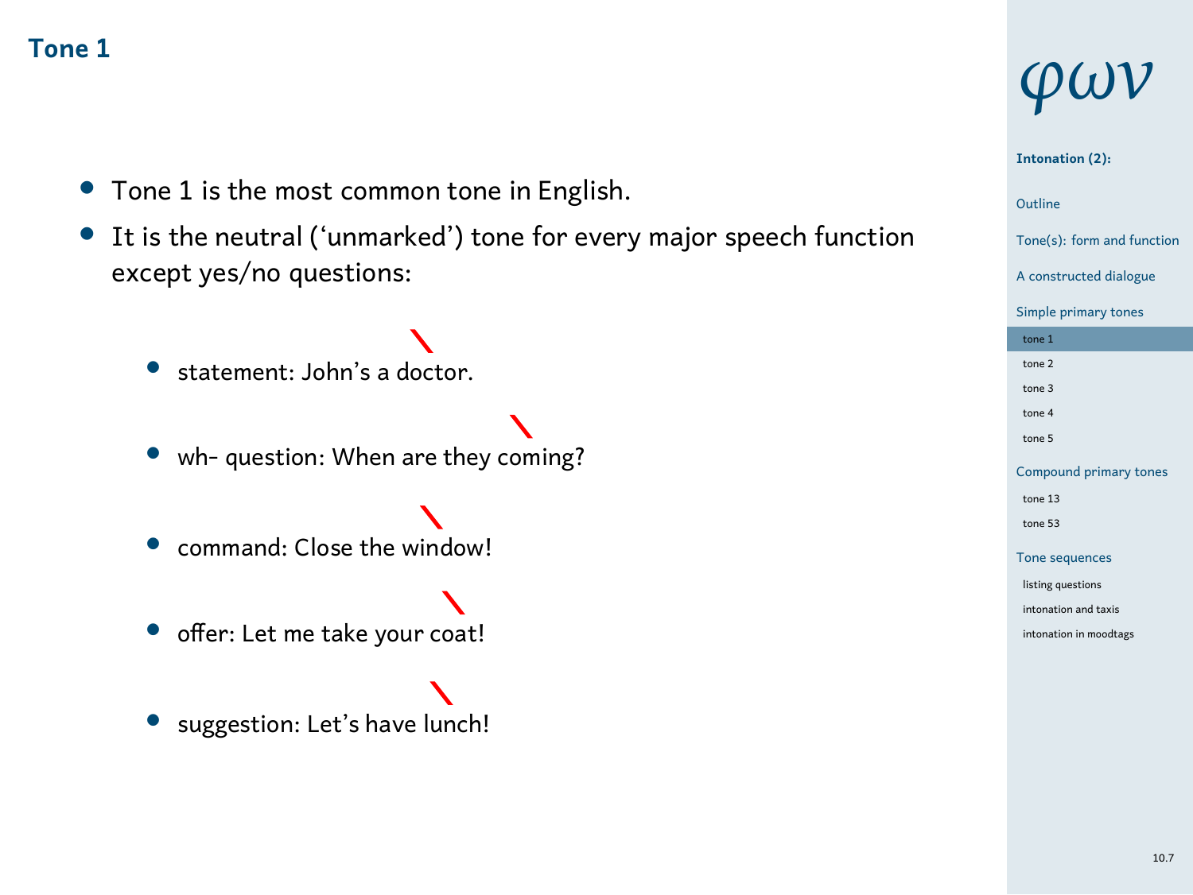# Tone 1

- Tone 1 is the most common tone in English.
- It is the neutral ('unmarked') tone for every major speech function except yes/no questions:
  - statement: John's a doctor.
  - wh- question: When are they coming?
  - command: Close the window!
  - offer: Let me take your coat!
  - suggestion: Let's have lunch!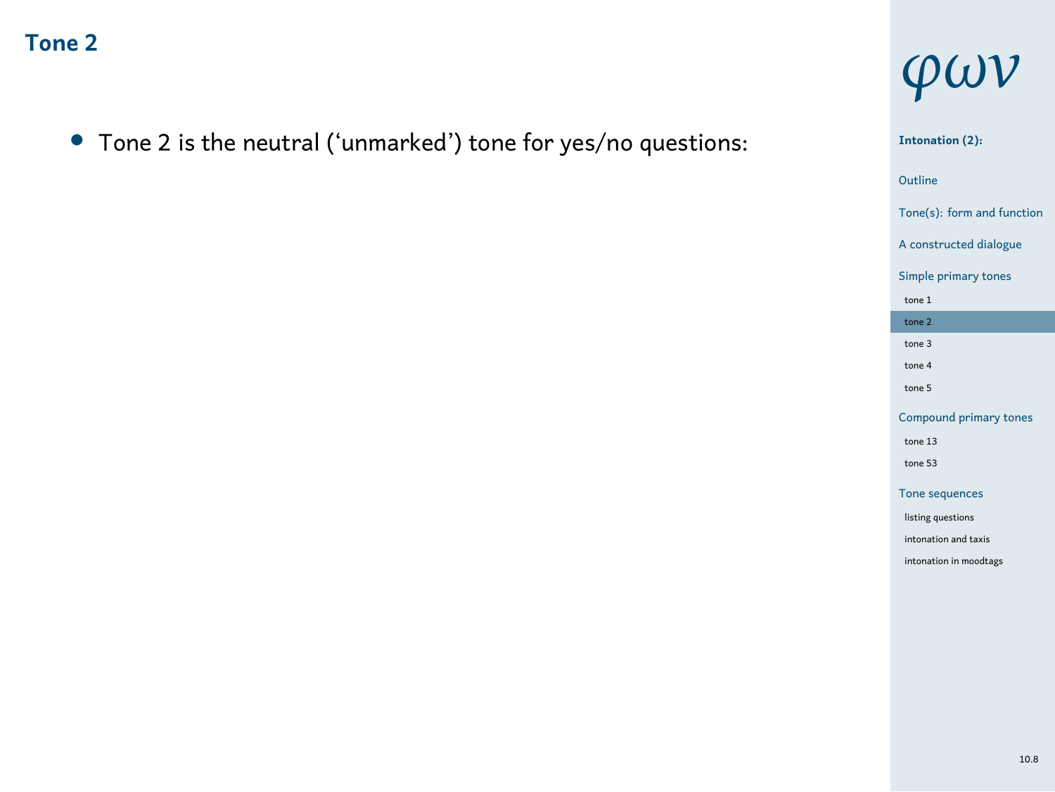## Tone 2

- Tone 2 is the neutral (‘unmarked’) tone for yes/no questions: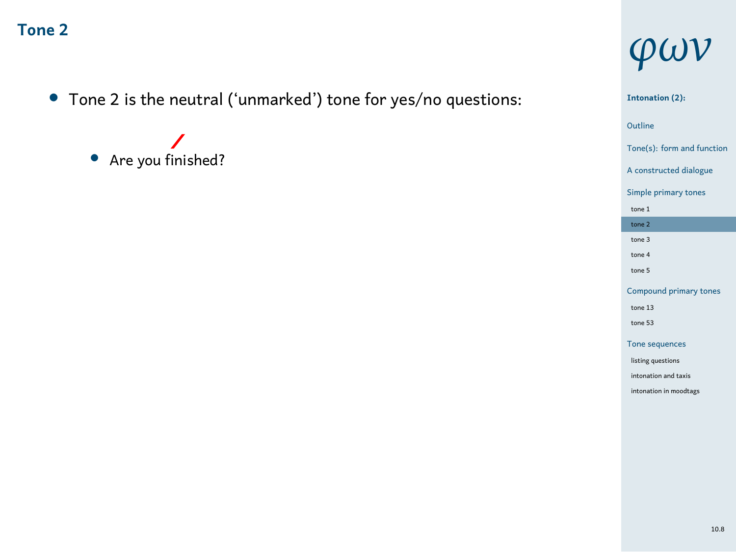## Tone 2

- Tone 2 is the neutral (‘unmarked’) tone for yes/no questions:
  - Are you /finished?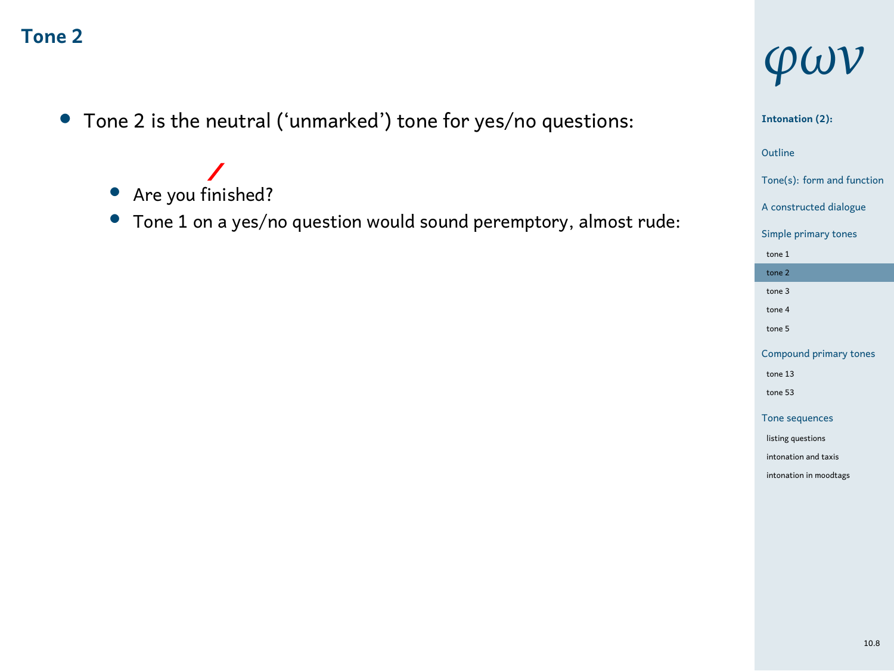## Tone 2

- Tone 2 is the neutral (‘unmarked’) tone for yes/no questions:
  - Are you finished?
  - Tone 1 on a yes/no question would sound peremptory, almost rude: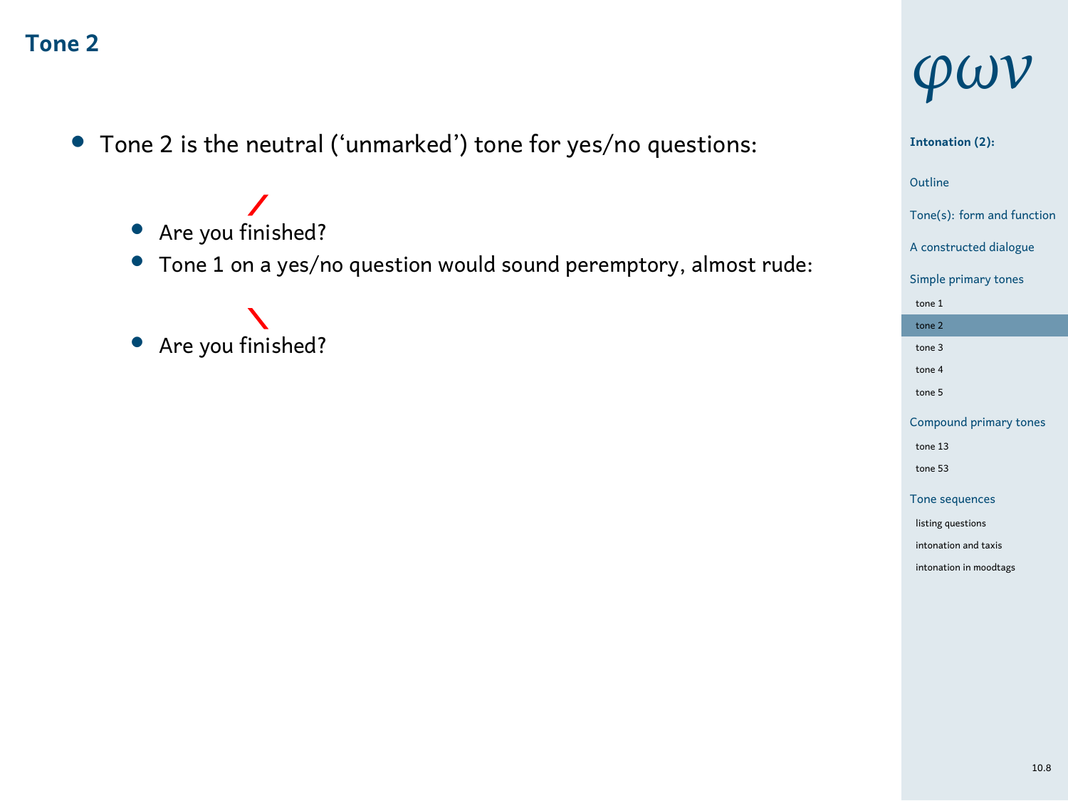## Tone 2

- Tone 2 is the neutral (‘unmarked’) tone for yes/no questions:
  - Are you ╱finished?
  - Tone 1 on a yes/no question would sound peremptory, almost rude:
  - Are you ╲finished?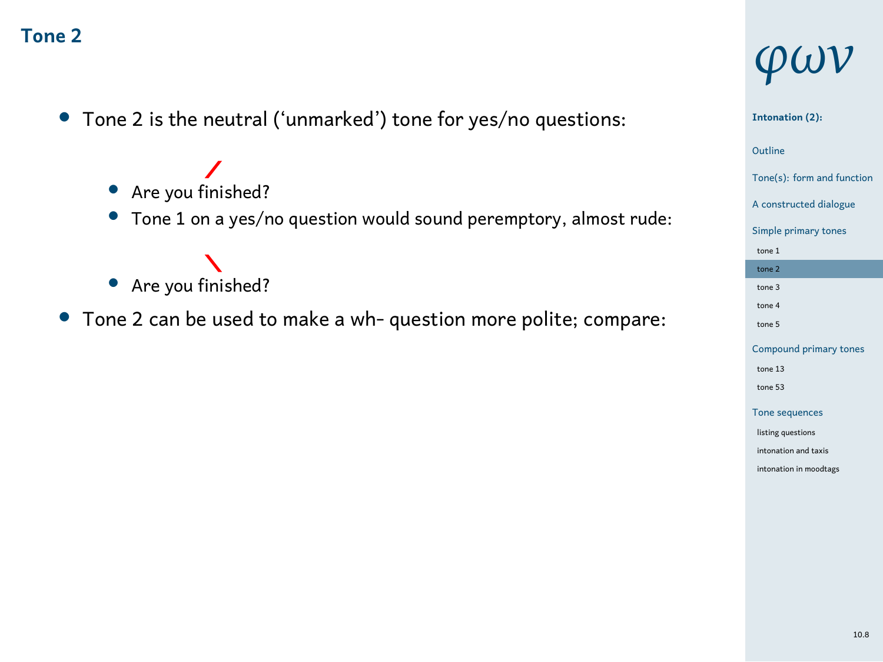## Tone 2

- Tone 2 is the neutral (‘unmarked’) tone for yes/no questions:
  - Are you ╱finished?
  - Tone 1 on a yes/no question would sound peremptory, almost rude:
  - Are you ╲finished?
- Tone 2 can be used to make a wh- question more polite; compare: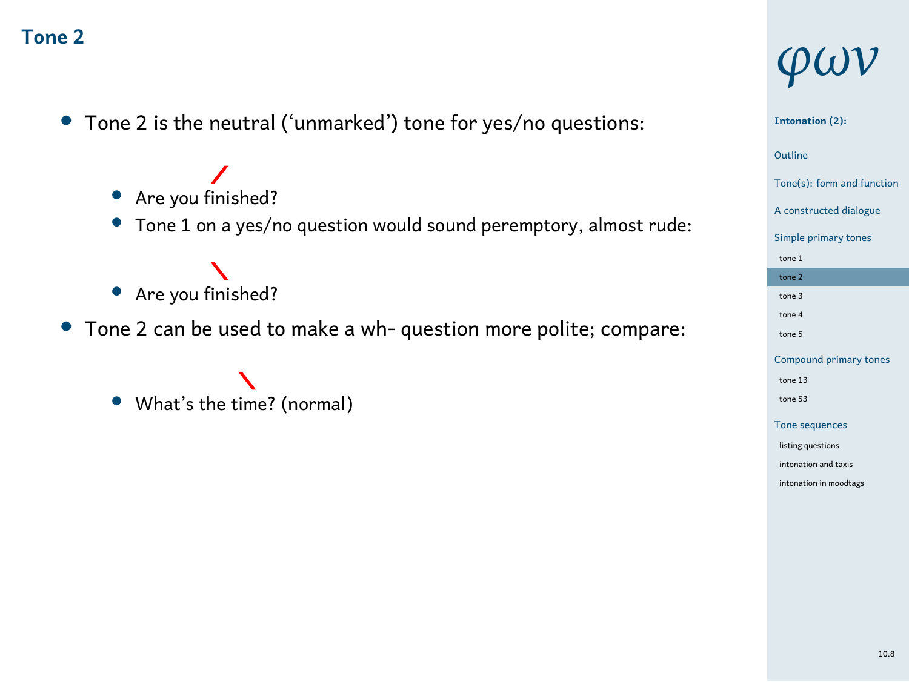## Tone 2

- Tone 2 is the neutral ('unmarked') tone for yes/no questions:
  - Are you /finished?
  - Tone 1 on a yes/no question would sound peremptory, almost rude:
  - Are you \finished?
- Tone 2 can be used to make a wh- question more polite; compare:
  - What's the \time? (normal)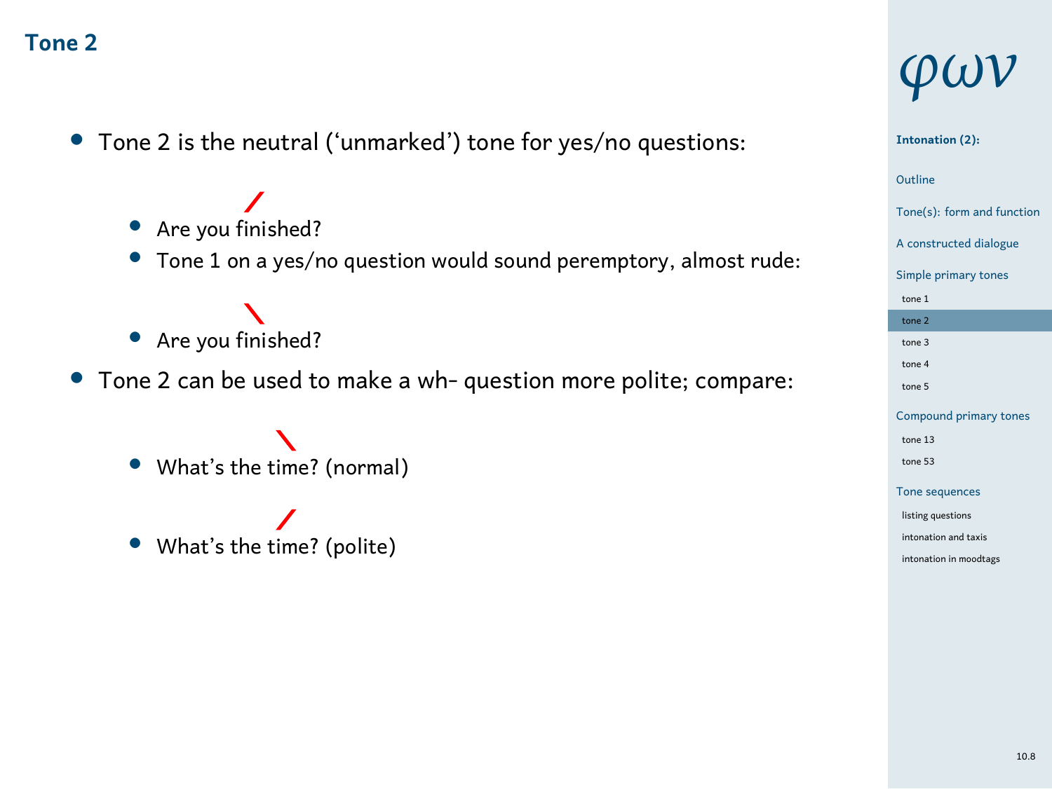## Tone 2

- Tone 2 is the neutral ('unmarked') tone for yes/no questions:
  - Are you /finished?
  - Tone 1 on a yes/no question would sound peremptory, almost rude:
  - Are you \finished?
- Tone 2 can be used to make a wh- question more polite; compare:
  - What's the \time? (normal)
  - What's the /time? (polite)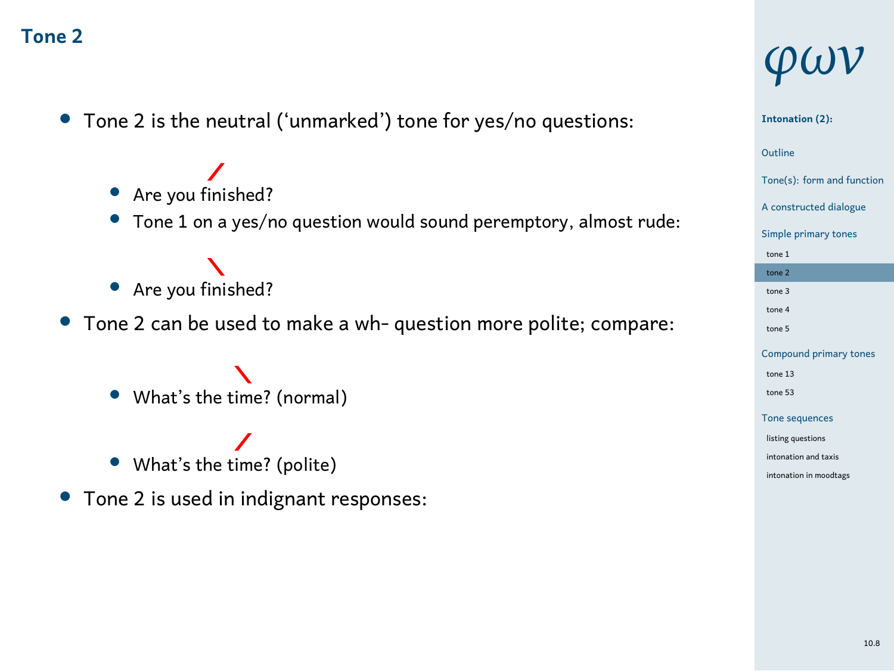## Tone 2

- Tone 2 is the neutral ('unmarked') tone for yes/no questions:
  - Are you /finished?
  - Tone 1 on a yes/no question would sound peremptory, almost rude:
  - Are you \finished?
- Tone 2 can be used to make a wh- question more polite; compare:
  - What's the \time? (normal)
  - What's the /time? (polite)
- Tone 2 is used in indignant responses: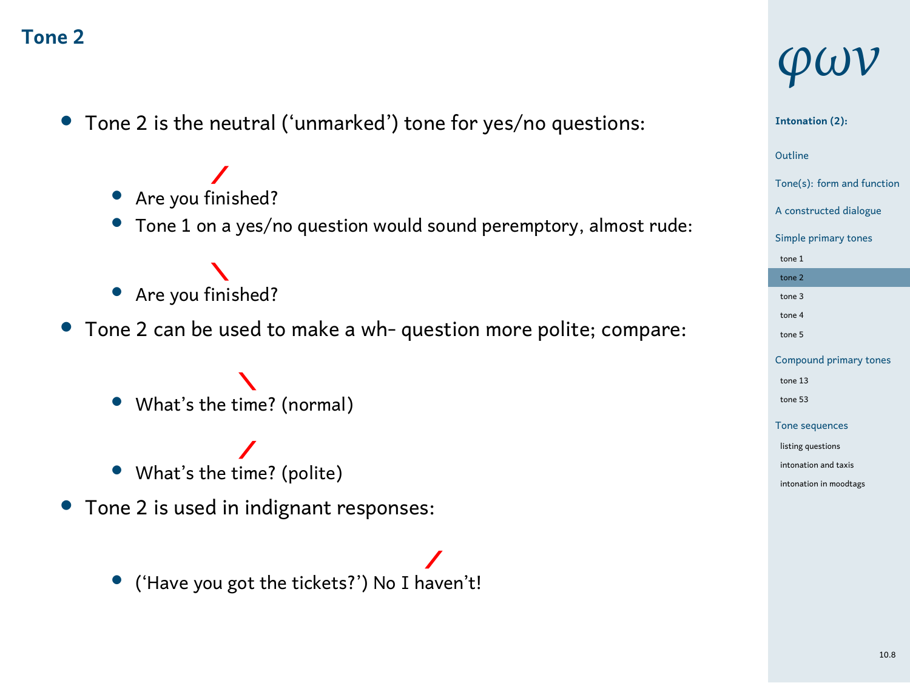## Tone 2

- Tone 2 is the neutral (‘unmarked’) tone for yes/no questions:
  - Are you / finished?
  - Tone 1 on a yes/no question would sound peremptory, almost rude:
  - Are you \ finished?
- Tone 2 can be used to make a wh- question more polite; compare:
  - What’s the \ time? (normal)
  - What’s the / time? (polite)
- Tone 2 is used in indignant responses:
  - (‘Have you got the tickets?’) No I / haven’t!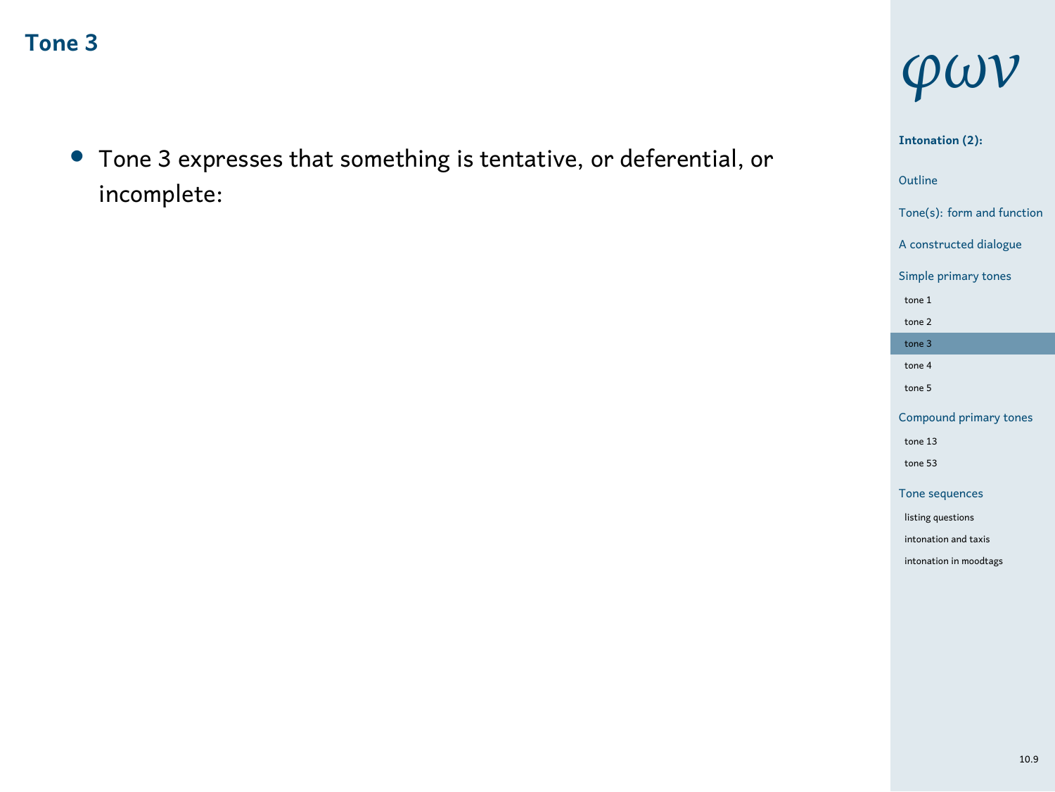## Tone 3

- Tone 3 expresses that something is tentative, or deferential, or incomplete: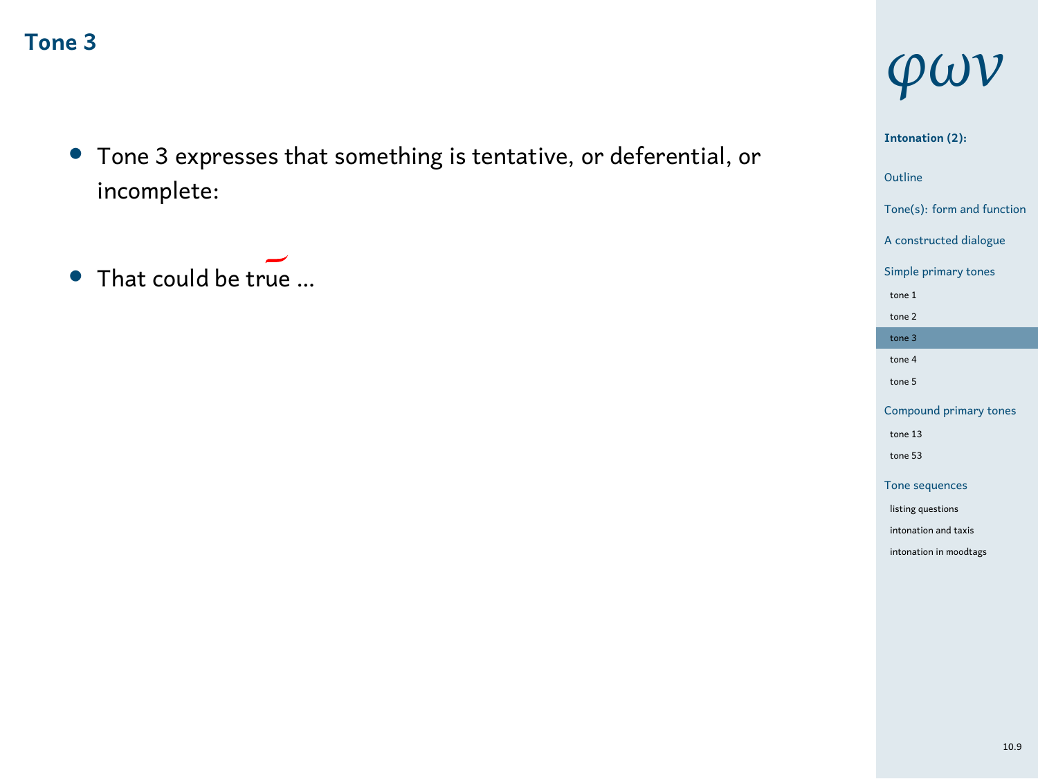## Tone 3

- Tone 3 expresses that something is tentative, or deferential, or incomplete:
- That could be true ...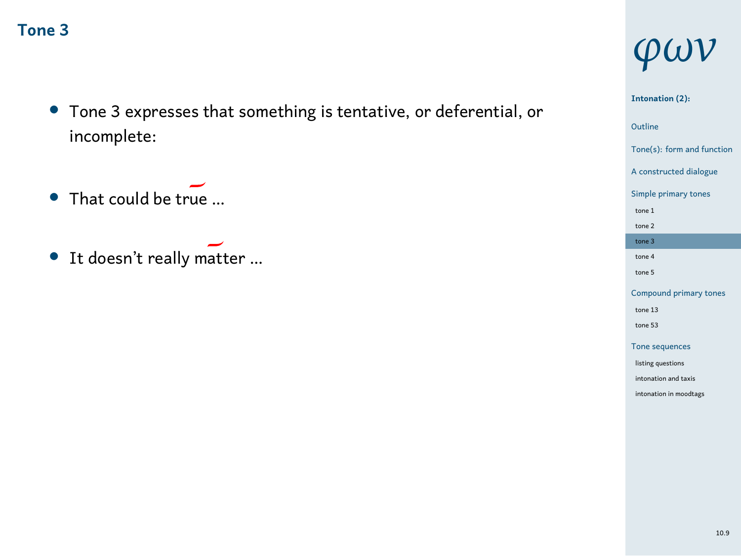## Tone 3

- Tone 3 expresses that something is tentative, or deferential, or incomplete:
- That could be true ...
- It doesn’t really matter ...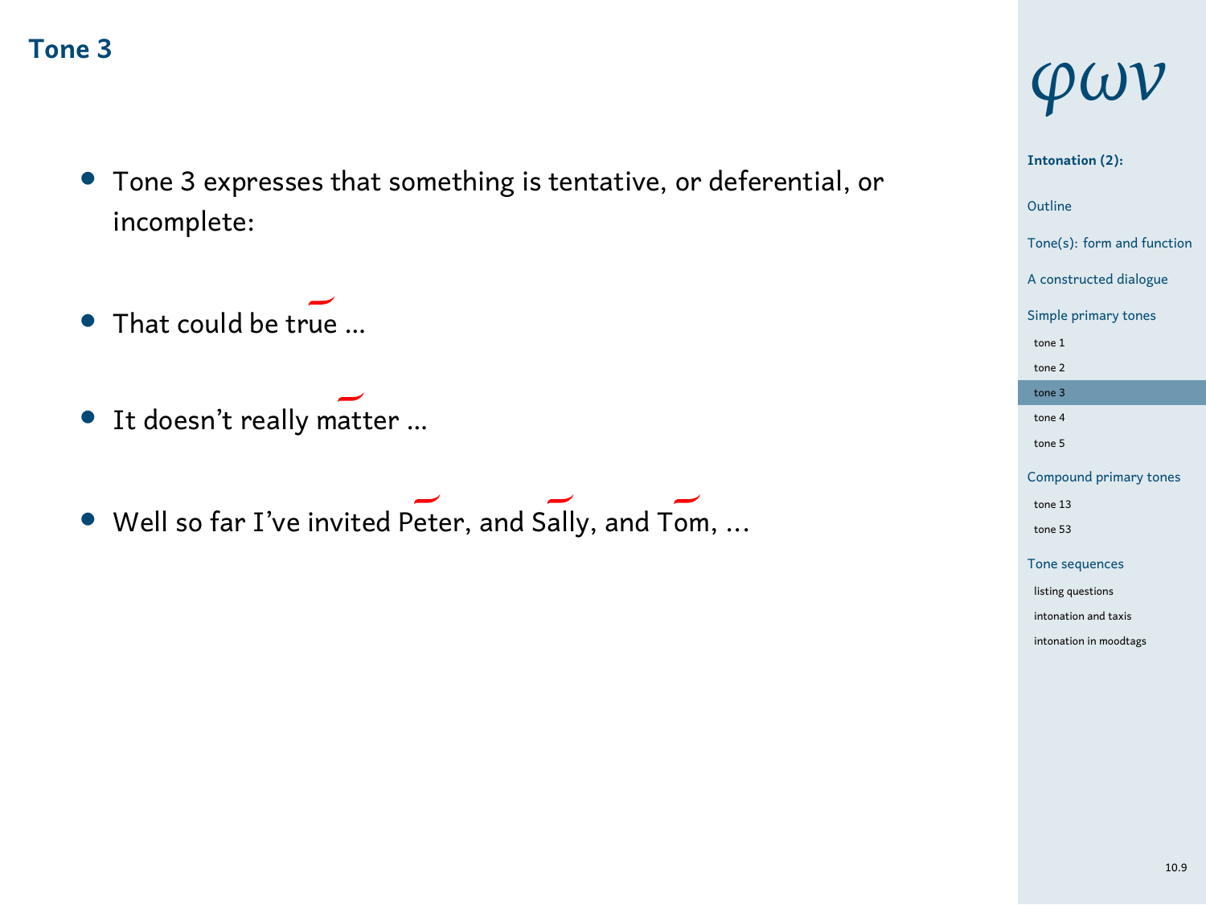## Tone 3

- Tone 3 expresses that something is tentative, or deferential, or incomplete:
- That could be true ...
- It doesn't really matter ...
- Well so far I've invited Peter, and Sally, and Tom, ...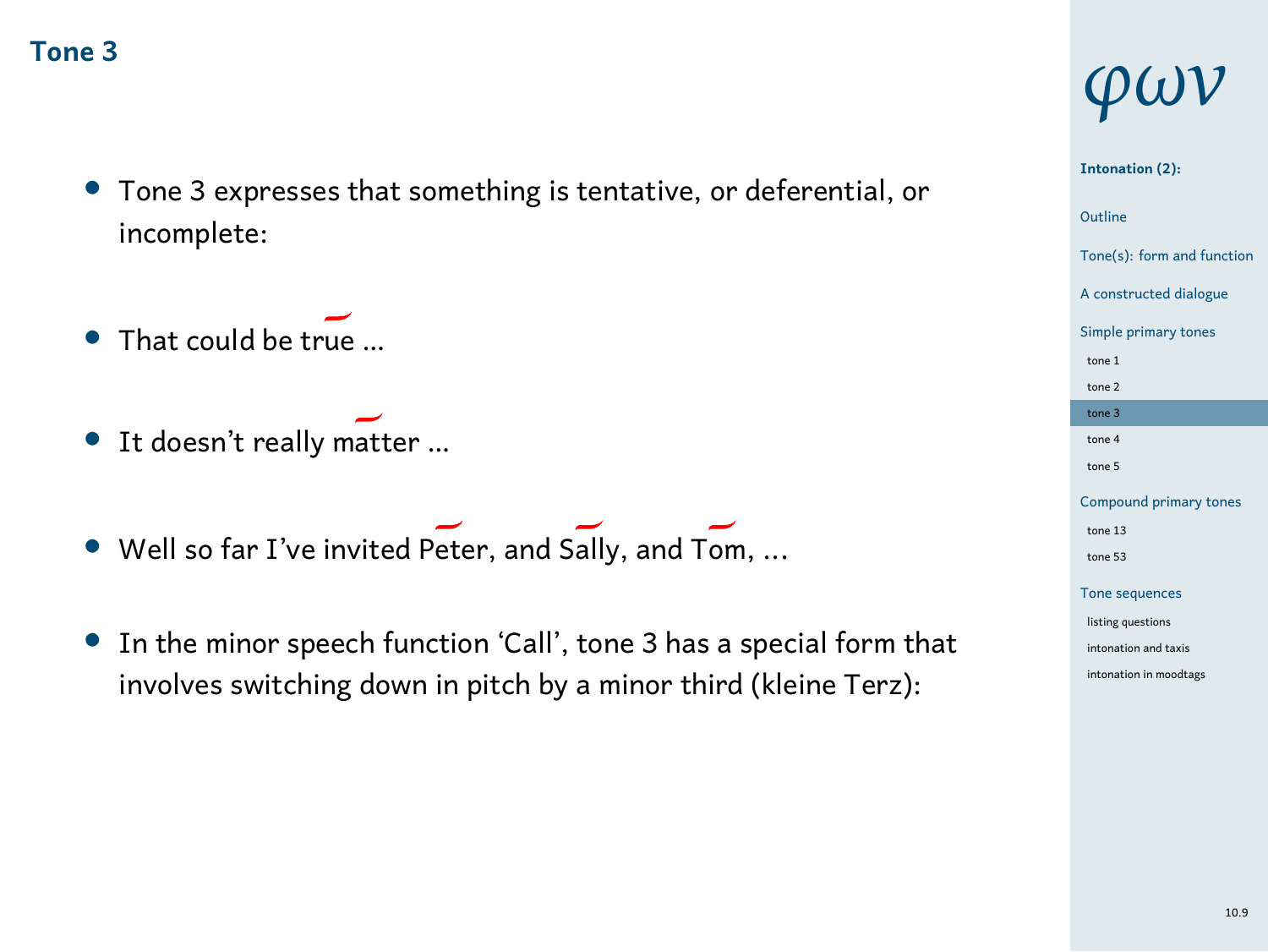## Tone 3

- Tone 3 expresses that something is tentative, or deferential, or incomplete:
- That could be true ...
- It doesn't really matter ...
- Well so far I've invited Peter, and Sally, and Tom, ...
- In the minor speech function 'Call', tone 3 has a special form that involves switching down in pitch by a minor third (kleine Terz):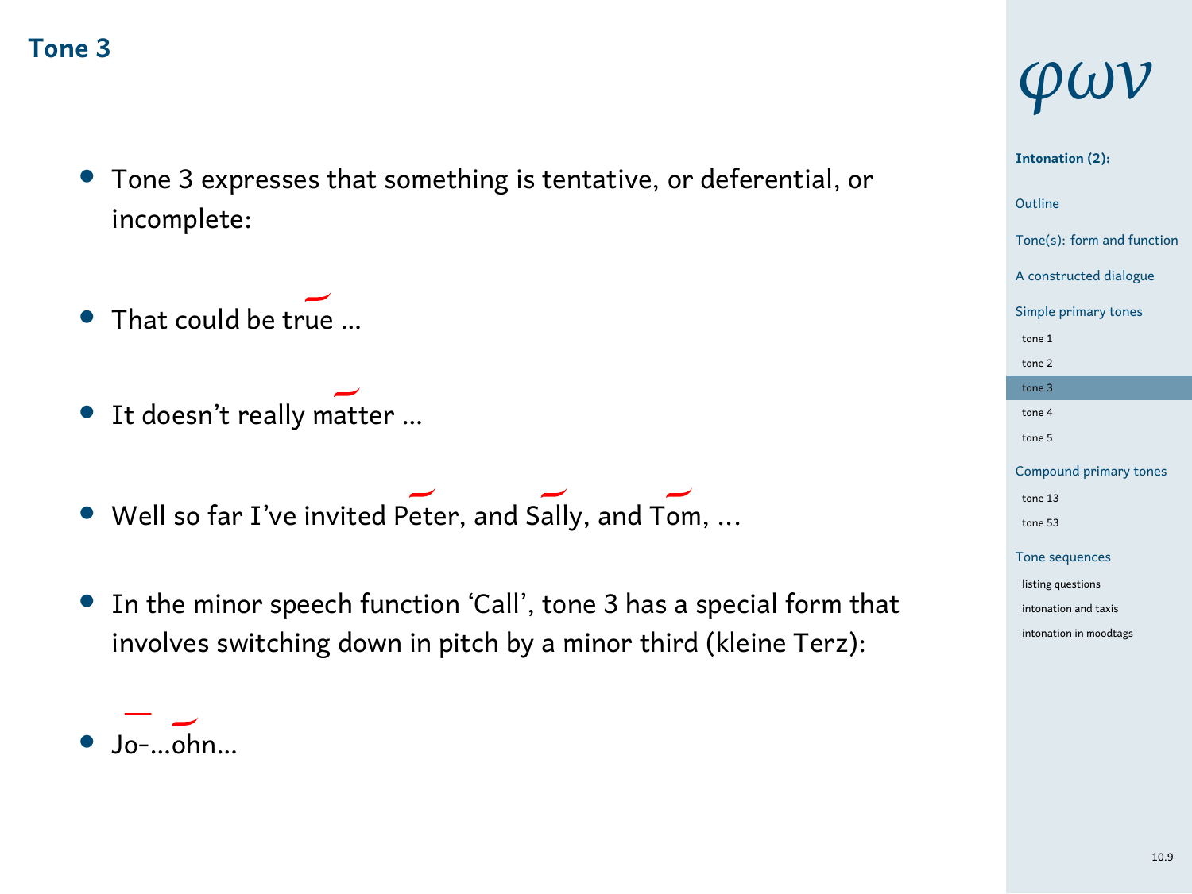## Tone 3

- Tone 3 expresses that something is tentative, or deferential, or incomplete:
- That could be true ...
- It doesn't really matter ...
- Well so far I've invited Peter, and Sally, and Tom, ...
- In the minor speech function 'Call', tone 3 has a special form that involves switching down in pitch by a minor third (kleine Terz):
- Jo-...ohn...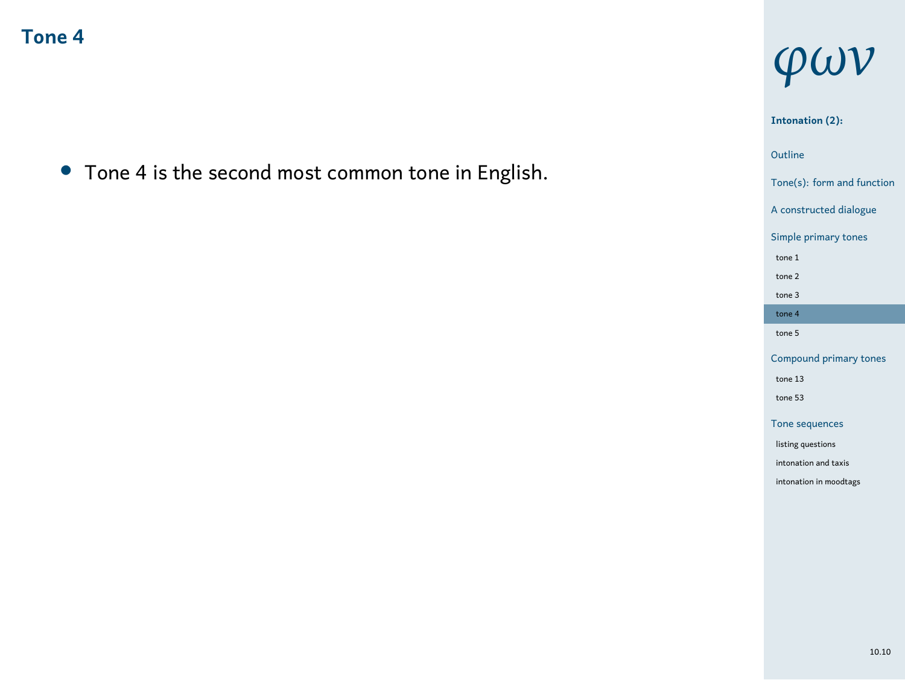## Tone 4

- Tone 4 is the second most common tone in English.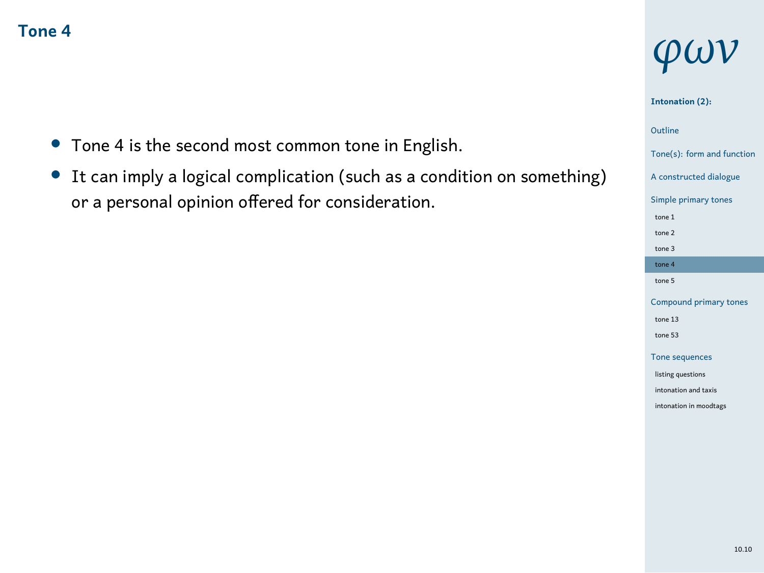## Tone 4

- Tone 4 is the second most common tone in English.
- It can imply a logical complication (such as a condition on something) or a personal opinion offered for consideration.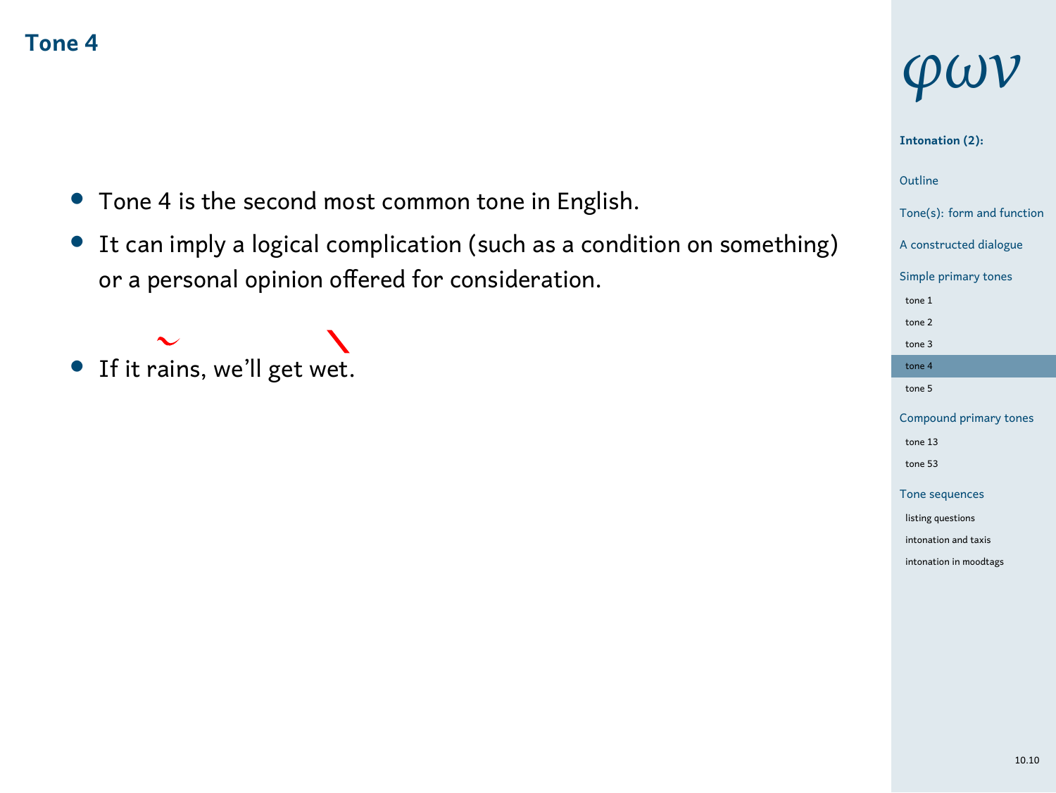## Tone 4

- Tone 4 is the second most common tone in English.
- It can imply a logical complication (such as a condition on something) or a personal opinion offered for consideration.
- If it rains, we'll get wet.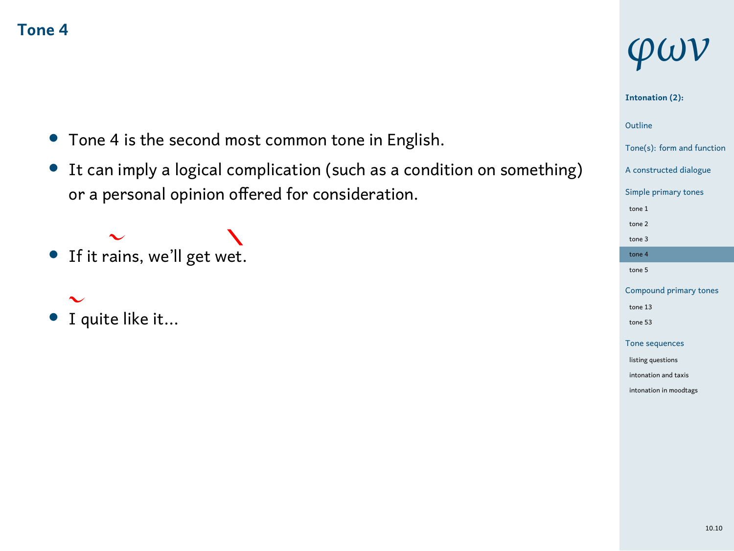## Tone 4

- Tone 4 is the second most common tone in English.
- It can imply a logical complication (such as a condition on something) or a personal opinion offered for consideration.

- If it ∼rains, we'll get \wet.

- ∼I quite like it...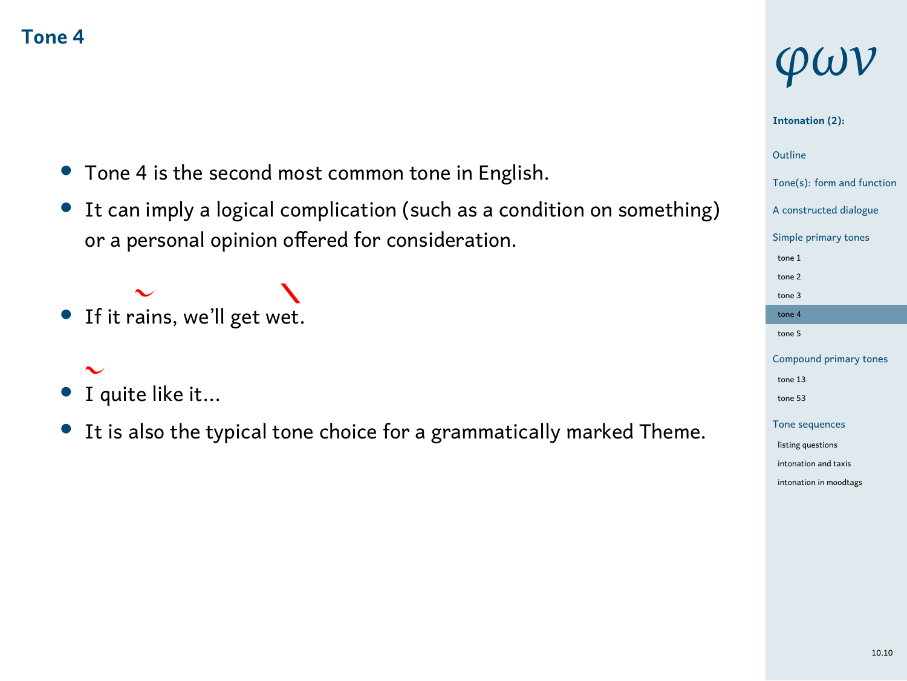## Tone 4

- Tone 4 is the second most common tone in English.
- It can imply a logical complication (such as a condition on something) or a personal opinion offered for consideration.
- If it ∼rains, we'll get \wet.
- ∼I quite like it...
- It is also the typical tone choice for a grammatically marked Theme.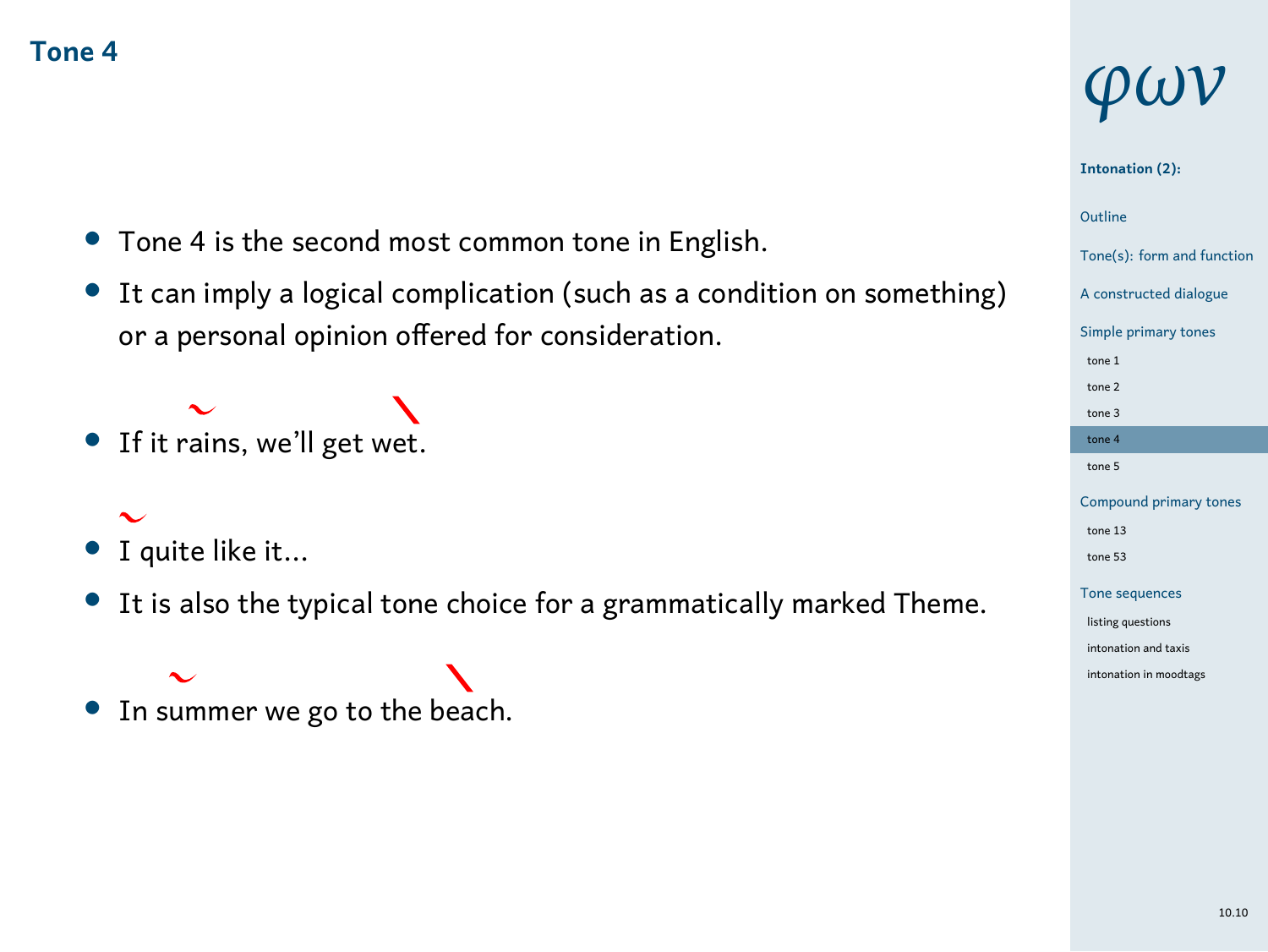## Tone 4

- Tone 4 is the second most common tone in English.
- It can imply a logical complication (such as a condition on something) or a personal opinion offered for consideration.
- If it ~rains, we'll get \wet.
- ~I quite like it...
- It is also the typical tone choice for a grammatically marked Theme.
- In ~summer we go to the \beach.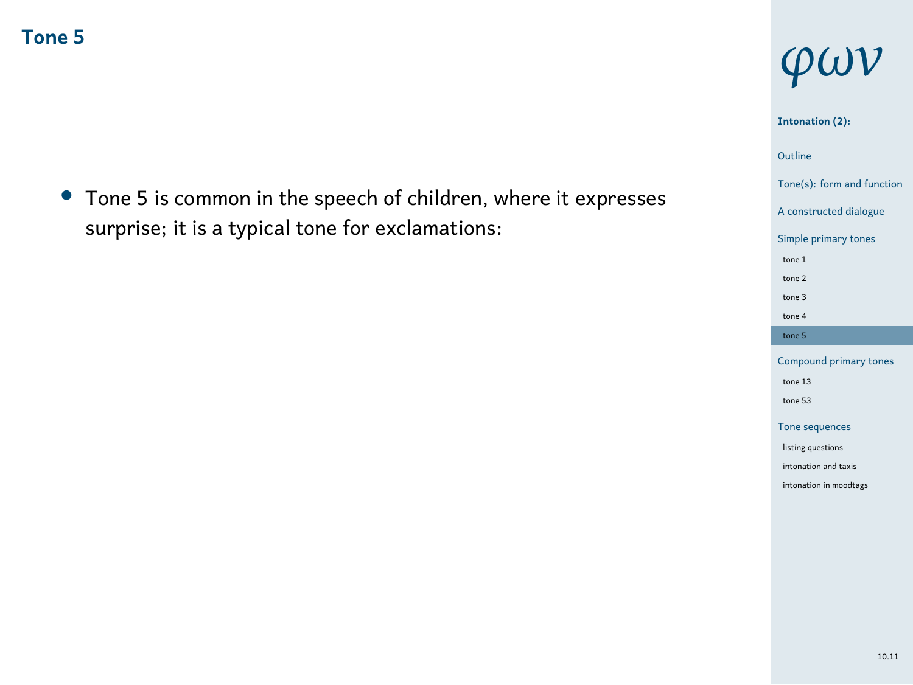## Tone 5

- Tone 5 is common in the speech of children, where it expresses surprise; it is a typical tone for exclamations: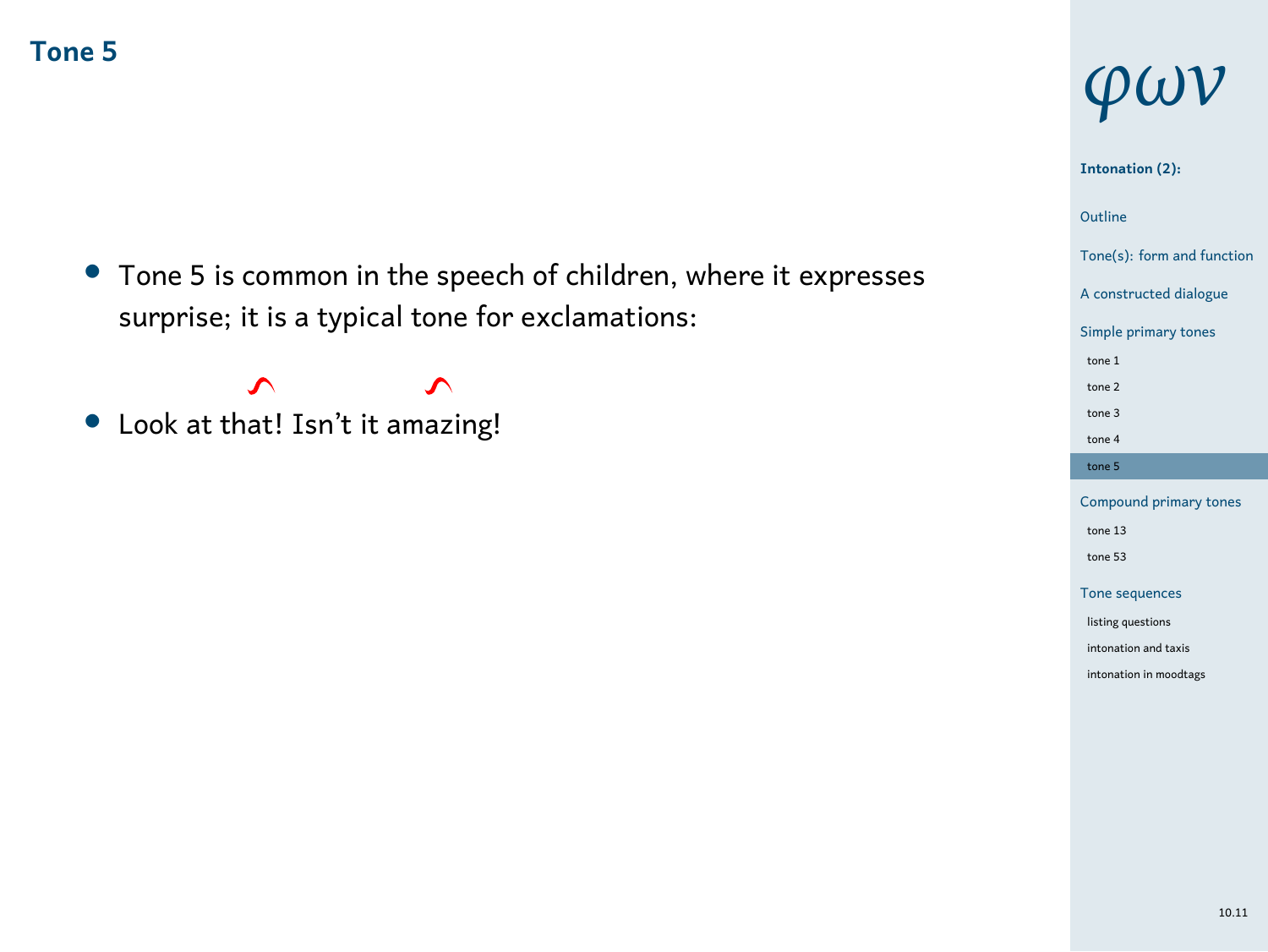## Tone 5

- Tone 5 is common in the speech of children, where it expresses surprise; it is a typical tone for exclamations:
- Look at that! Isn't it amazing!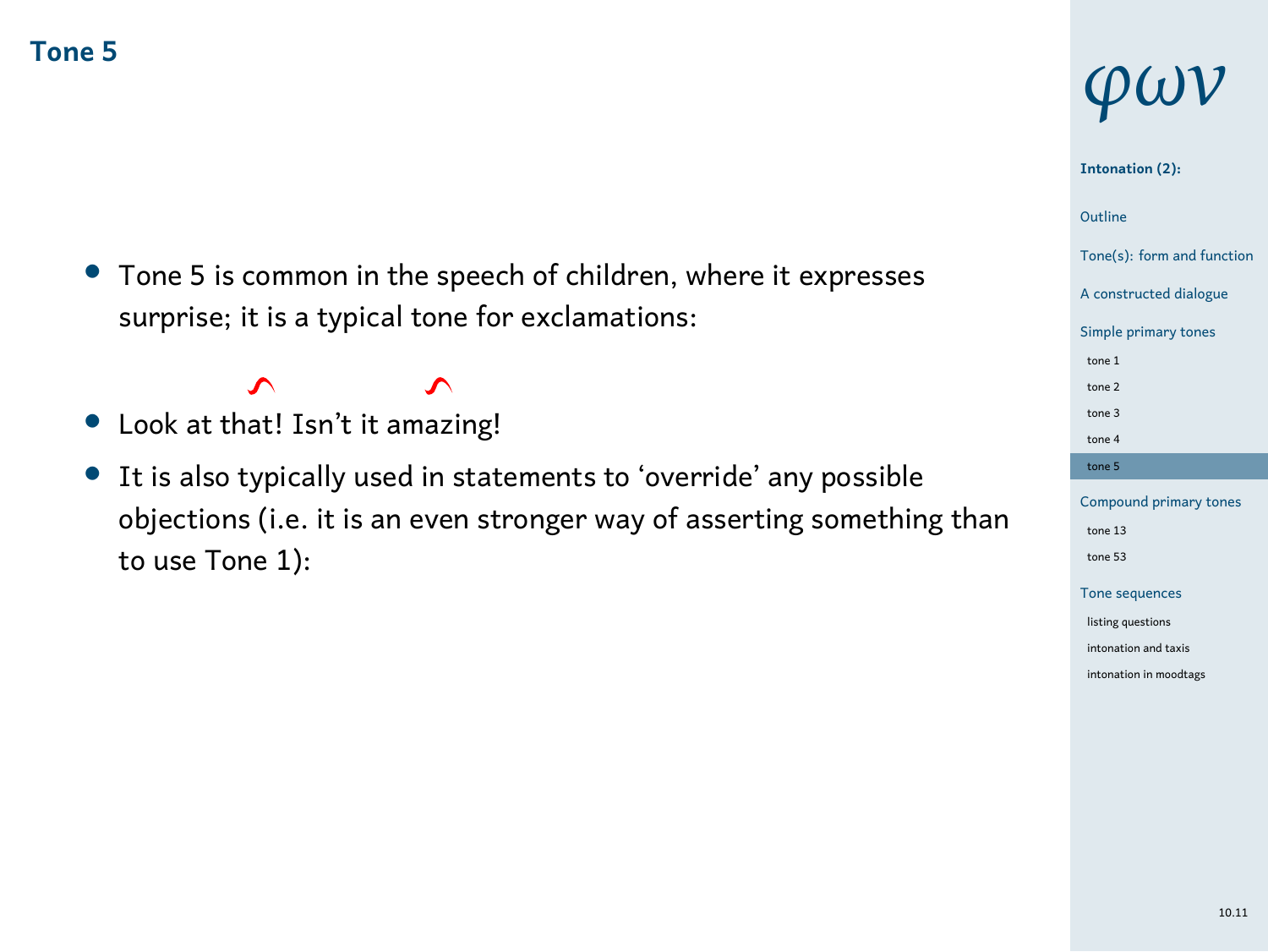## Tone 5

- Tone 5 is common in the speech of children, where it expresses surprise; it is a typical tone for exclamations:
- Look at that! Isn't it amazing!
- It is also typically used in statements to 'override' any possible objections (i.e. it is an even stronger way of asserting something than to use Tone 1):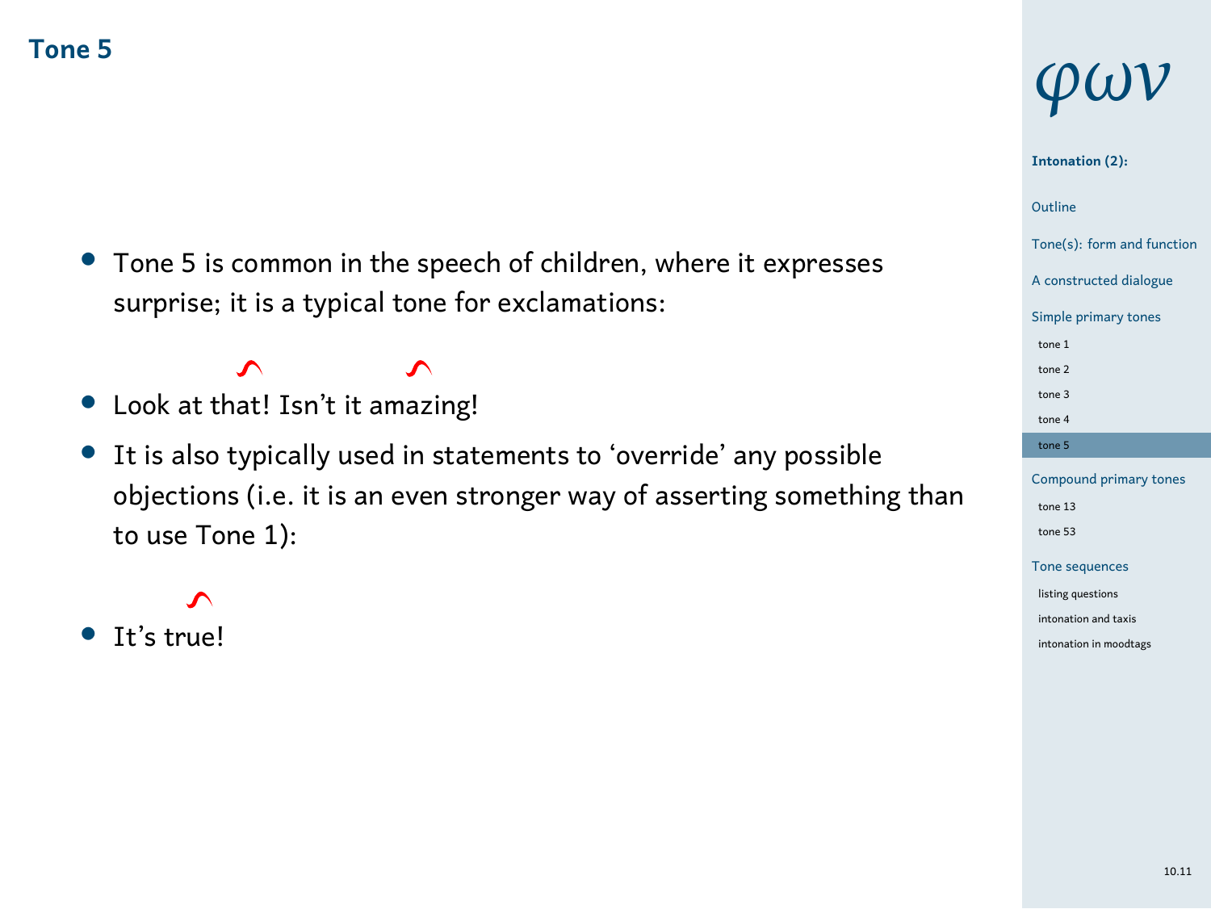## Tone 5

- Tone 5 is common in the speech of children, where it expresses surprise; it is a typical tone for exclamations:
- Look at that! Isn't it amazing!
- It is also typically used in statements to 'override' any possible objections (i.e. it is an even stronger way of asserting something than to use Tone 1):
- It's true!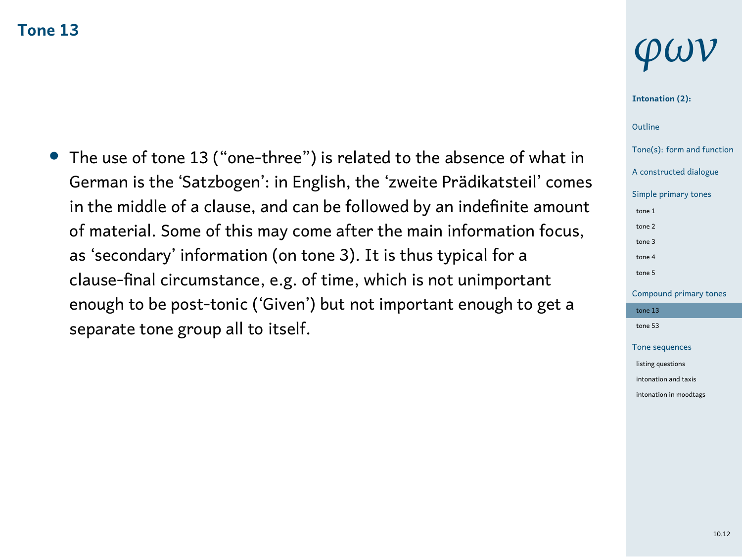## Tone 13

- The use of tone 13 (“one-three”) is related to the absence of what in German is the ‘Satzbogen’: in English, the ‘zweite Prädikatsteil’ comes in the middle of a clause, and can be followed by an indefinite amount of material. Some of this may come after the main information focus, as ‘secondary’ information (on tone 3). It is thus typical for a clause-final circumstance, e.g. of time, which is not unimportant enough to be post-tonic (‘Given’) but not important enough to get a separate tone group all to itself.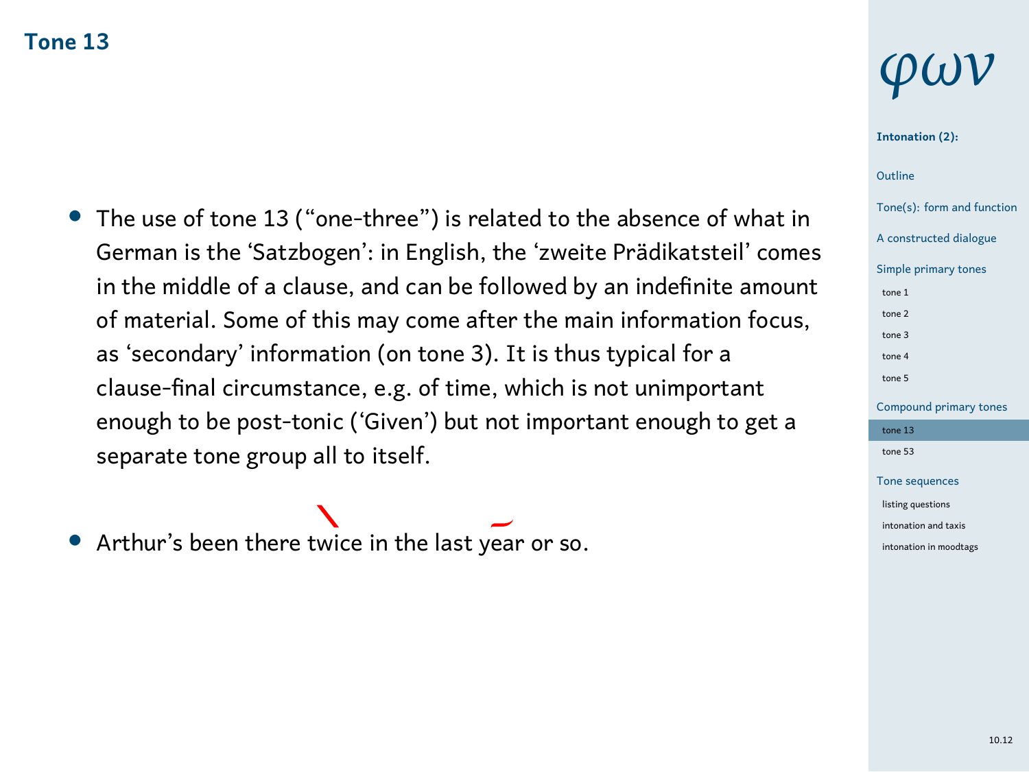## Tone 13

- The use of tone 13 (“one-three”) is related to the absence of what in German is the ‘Satzbogen’: in English, the ‘zweite Prädikatsteil’ comes in the middle of a clause, and can be followed by an indefinite amount of material. Some of this may come after the main information focus, as ‘secondary’ information (on tone 3). It is thus typical for a clause-final circumstance, e.g. of time, which is not unimportant enough to be post-tonic (‘Given’) but not important enough to get a separate tone group all to itself.

- Arthur’s been there twice in the last year or so.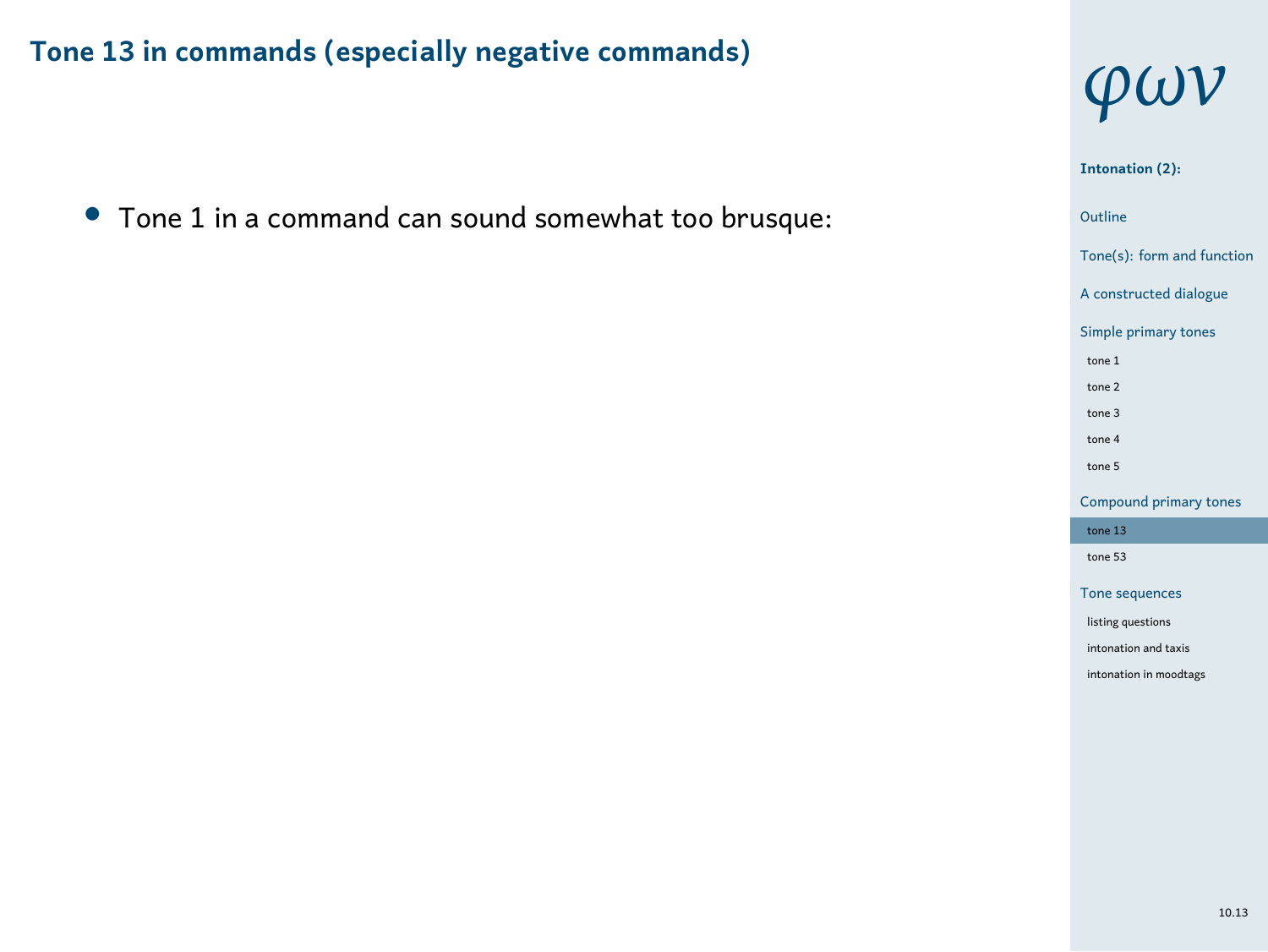## Tone 13 in commands (especially negative commands)

- Tone 1 in a command can sound somewhat too brusque: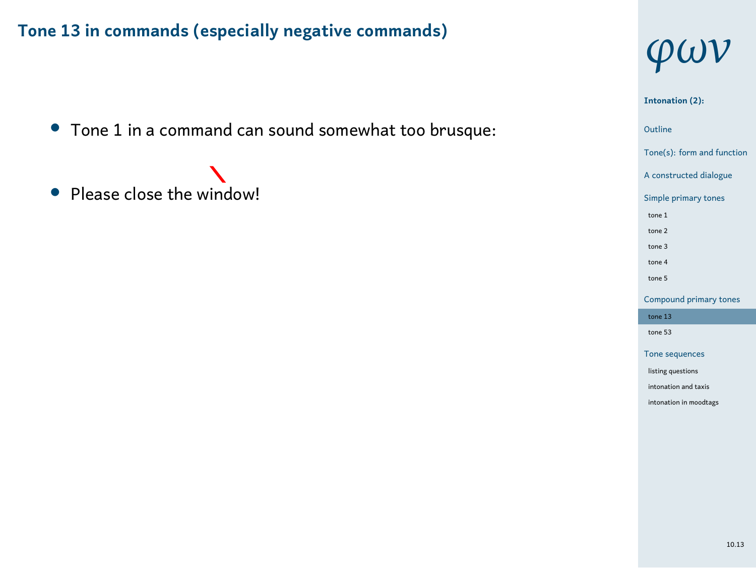## Tone 13 in commands (especially negative commands)

- Tone 1 in a command can sound somewhat too brusque:
- Please close the window!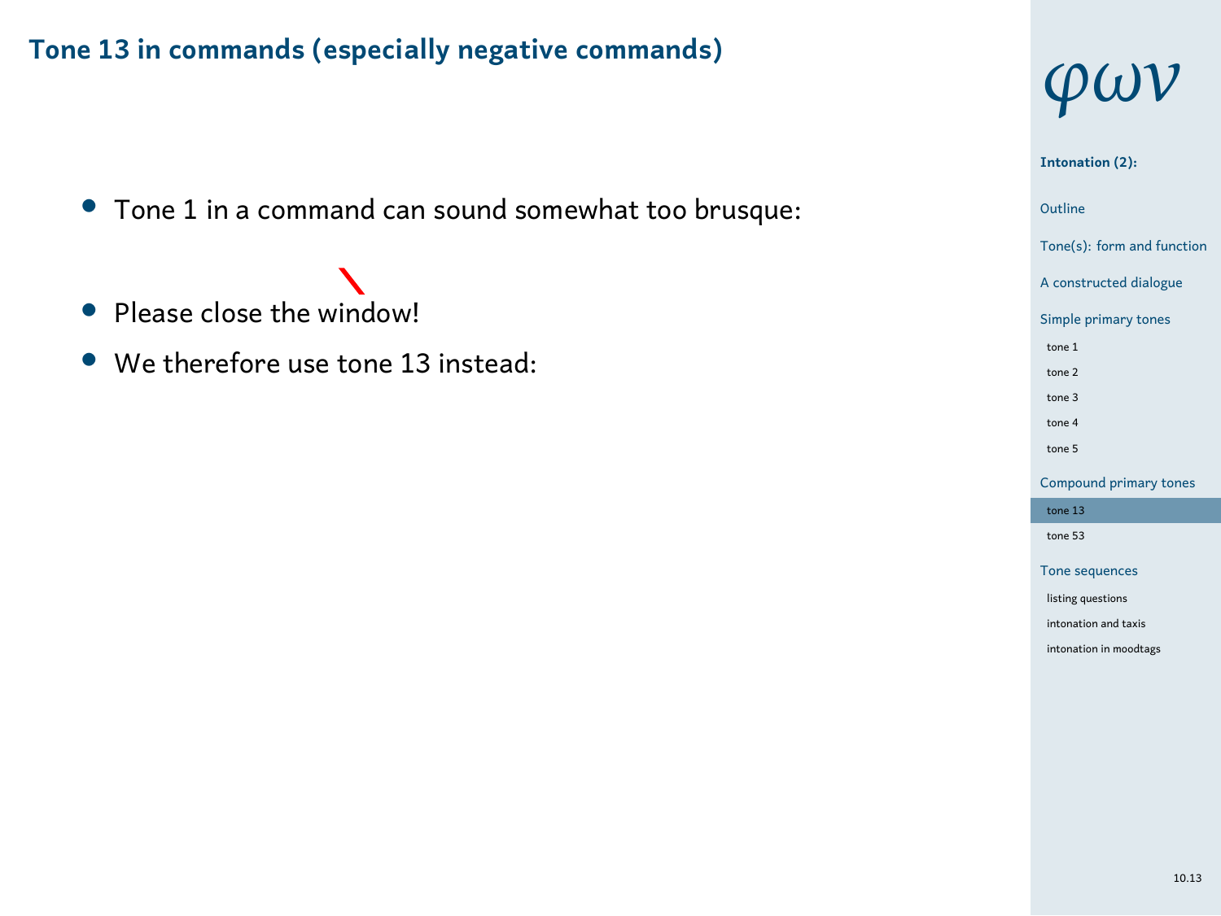## Tone 13 in commands (especially negative commands)

- Tone 1 in a command can sound somewhat too brusque:
- Please close the window!
- We therefore use tone 13 instead: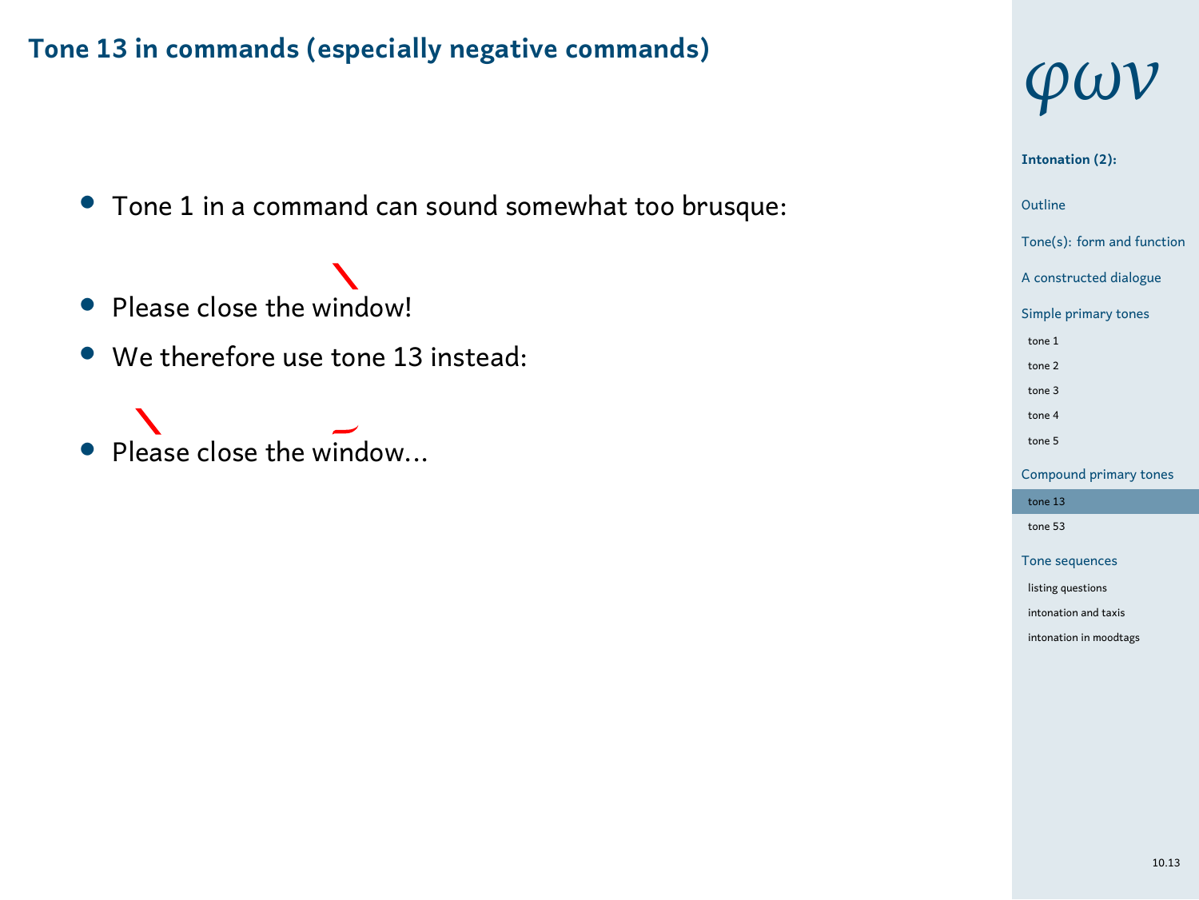## Tone 13 in commands (especially negative commands)

- Tone 1 in a command can sound somewhat too brusque:
- Please close the window!
- We therefore use tone 13 instead:
- Please close the window...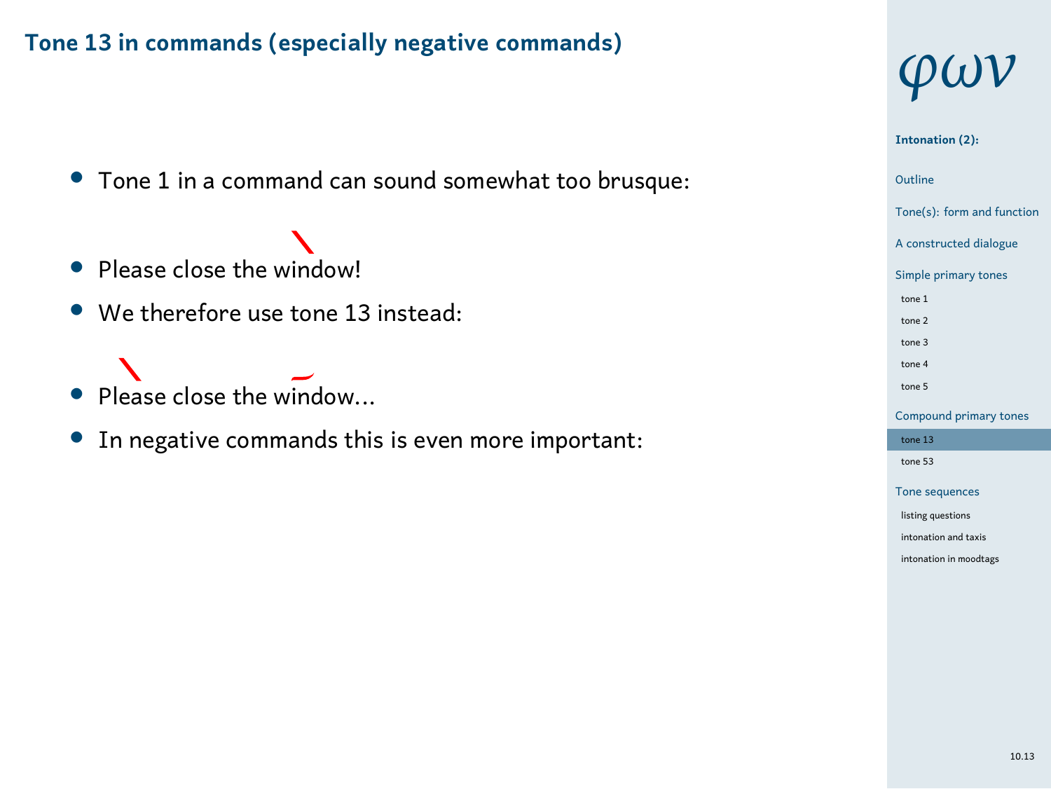## Tone 13 in commands (especially negative commands)

- Tone 1 in a command can sound somewhat too brusque:
- Please close the window!
- We therefore use tone 13 instead:
- Please close the window...
- In negative commands this is even more important: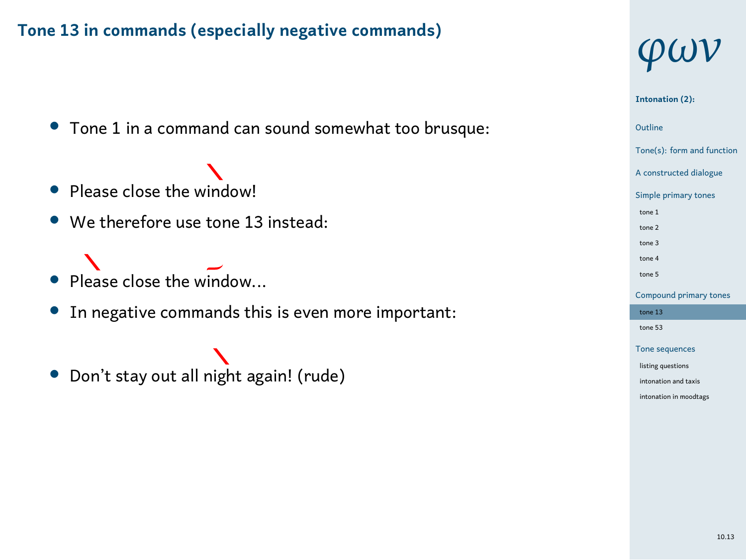## Tone 13 in commands (especially negative commands)

- Tone 1 in a command can sound somewhat too brusque:
- Please close the window!
- We therefore use tone 13 instead:
- Please close the window...
- In negative commands this is even more important:
- Don't stay out all night again! (rude)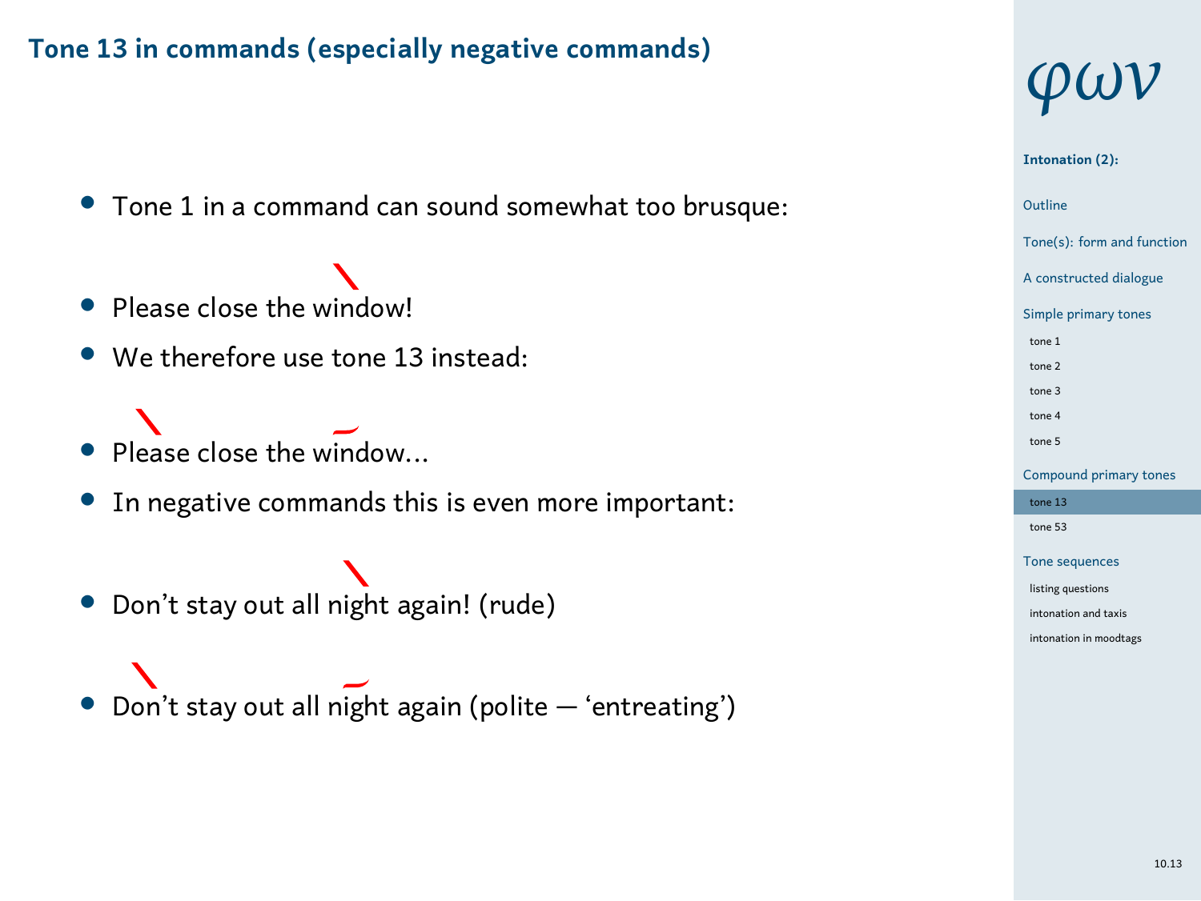## Tone 13 in commands (especially negative commands)

- Tone 1 in a command can sound somewhat too brusque:
- Please close the window!
- We therefore use tone 13 instead:
- Please close the window...
- In negative commands this is even more important:
- Don't stay out all night again! (rude)
- Don't stay out all night again (polite — 'entreating')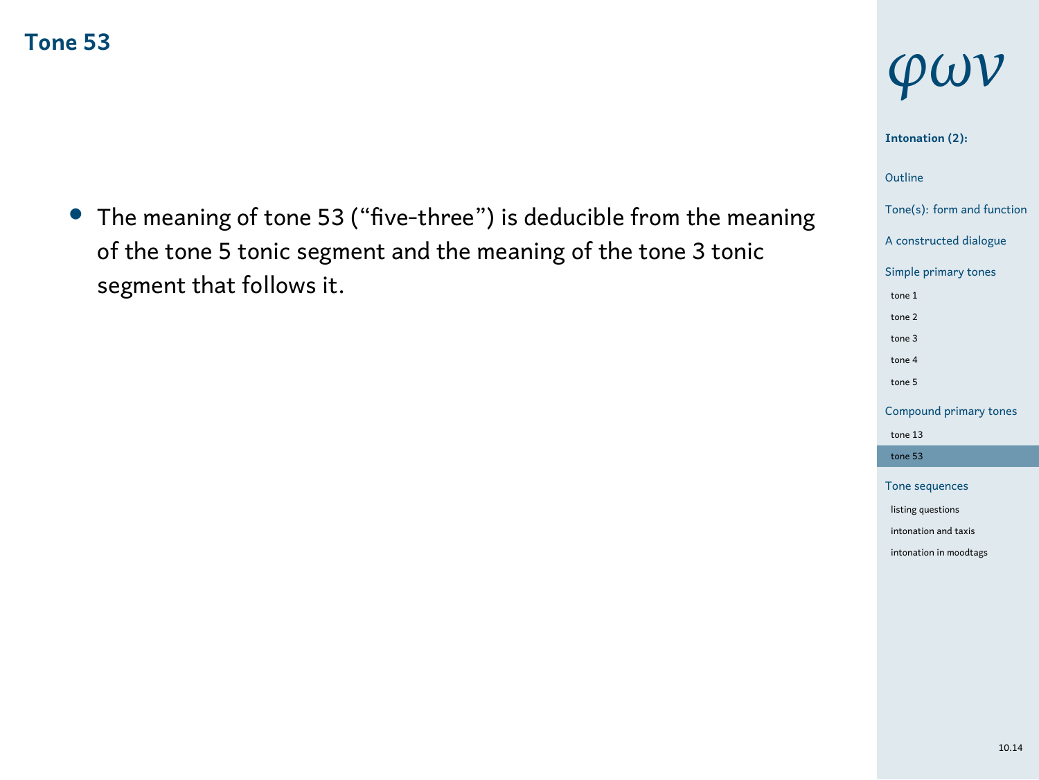## Tone 53

- The meaning of tone 53 (“five-three”) is deducible from the meaning of the tone 5 tonic segment and the meaning of the tone 3 tonic segment that follows it.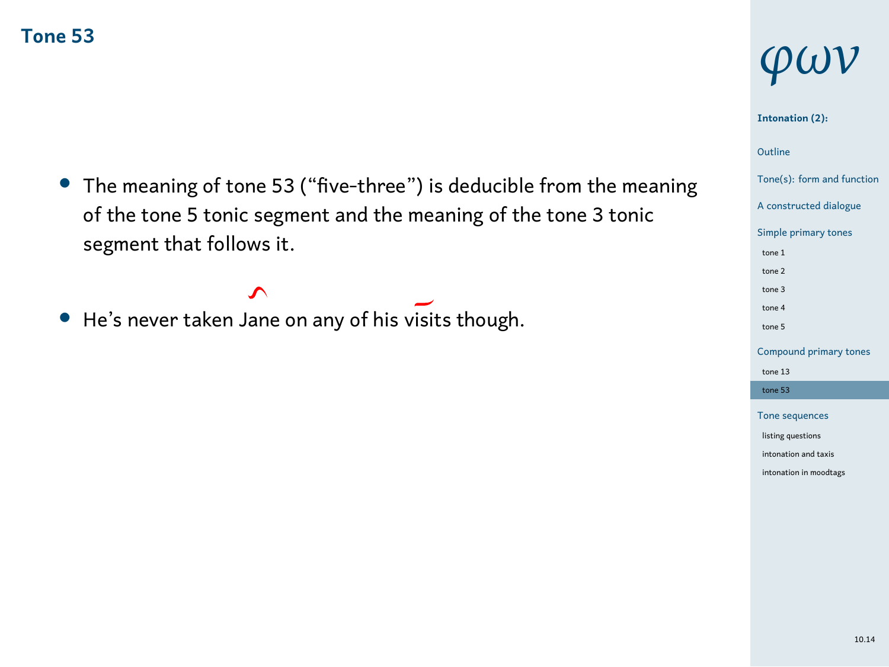## Tone 53

- The meaning of tone 53 (“five-three”) is deducible from the meaning of the tone 5 tonic segment and the meaning of the tone 3 tonic segment that follows it.

- He’s never taken Jane on any of his visits though.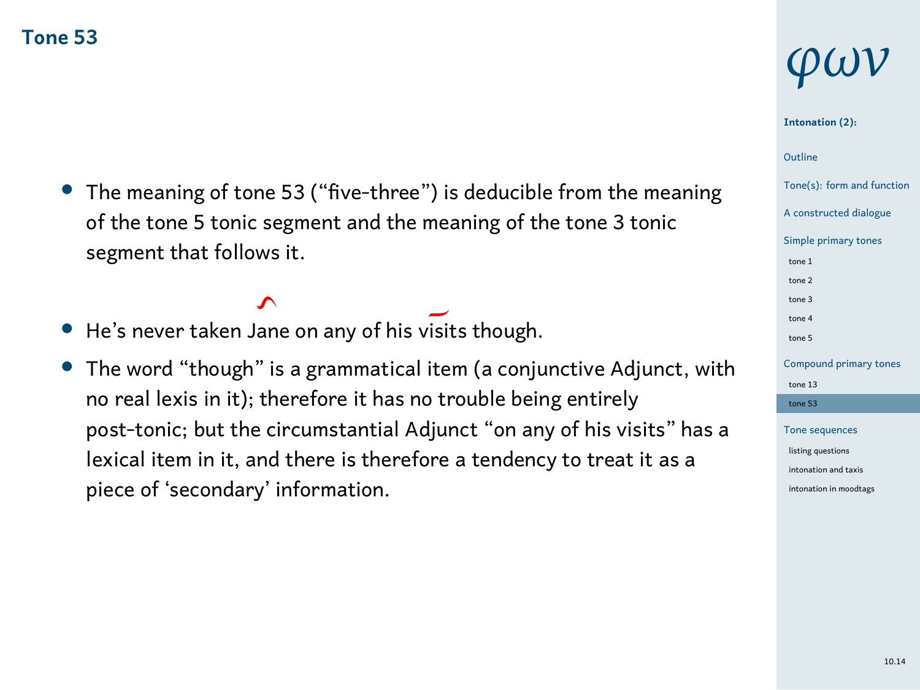## Tone 53

- The meaning of tone 53 (“five-three”) is deducible from the meaning of the tone 5 tonic segment and the meaning of the tone 3 tonic segment that follows it.

- He’s never taken Jane on any of his visits though.
- The word “though” is a grammatical item (a conjunctive Adjunct, with no real lexis in it); therefore it has no trouble being entirely post-tonic; but the circumstantial Adjunct “on any of his visits” has a lexical item in it, and there is therefore a tendency to treat it as a piece of ‘secondary’ information.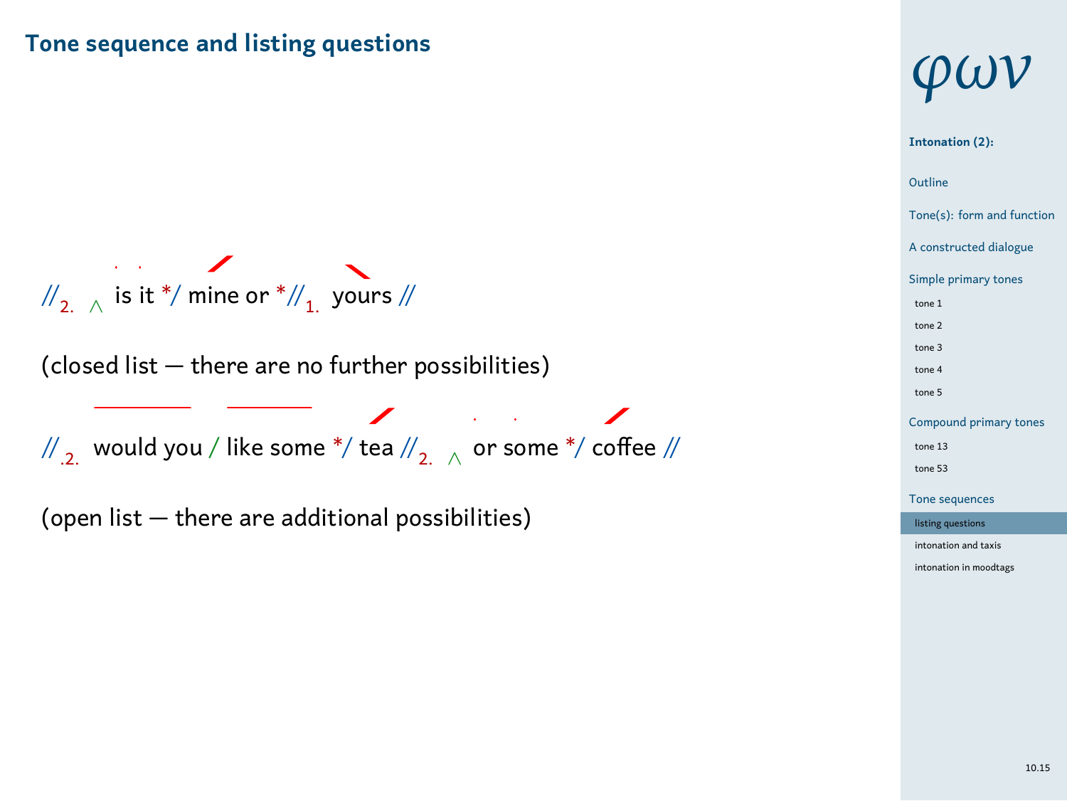## Tone sequence and listing questions

//$_{2.}$ ∧ is it */ mine or *//$_{1.}$ yours //

(closed list — there are no further possibilities)

//$_{.2.}$ would you / like some */ tea //$_{2.}$ ∧ or some */ coffee //

(open list — there are additional possibilities)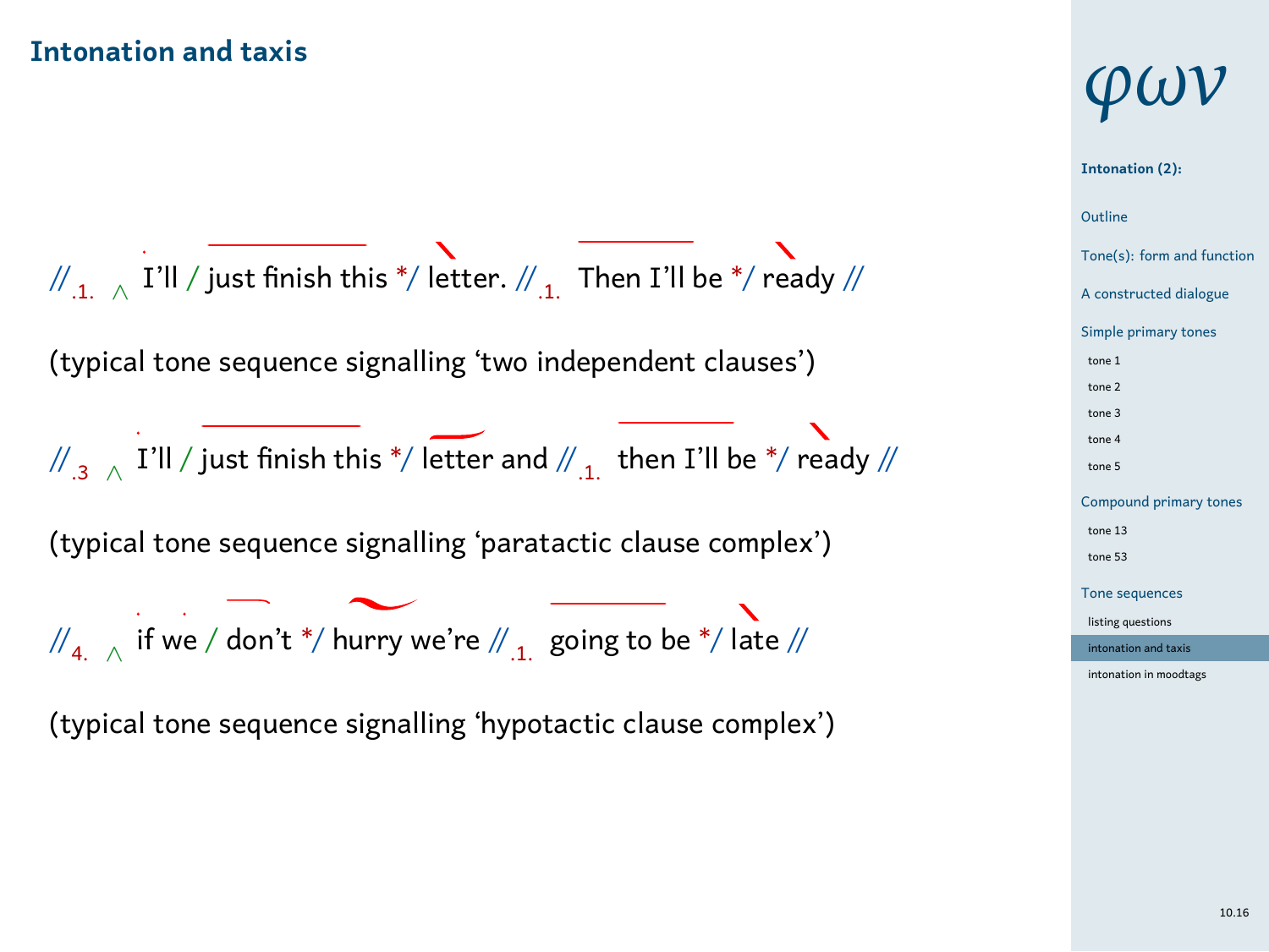## Intonation and taxis

// .1. ∧ I'll / just finish this */ letter. // .1. Then I'll be */ ready //

(typical tone sequence signalling 'two independent clauses')

// .3 ∧ I'll / just finish this */ letter and // .1. then I'll be */ ready //

(typical tone sequence signalling 'paratactic clause complex')

// 4. ∧ if we / don't */ hurry we're // .1. going to be */ late //

(typical tone sequence signalling 'hypotactic clause complex')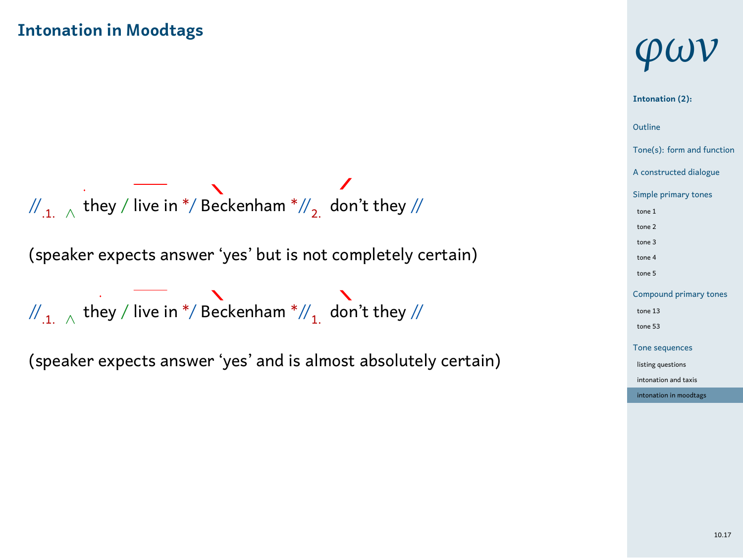# Intonation in Moodtags

// .1. ∧ they / live in */ Beckenham *// 2. don't they //

(speaker expects answer 'yes' but is not completely certain)

// .1. ∧ they / live in */ Beckenham *// 1. don't they //

(speaker expects answer 'yes' and is almost absolutely certain)